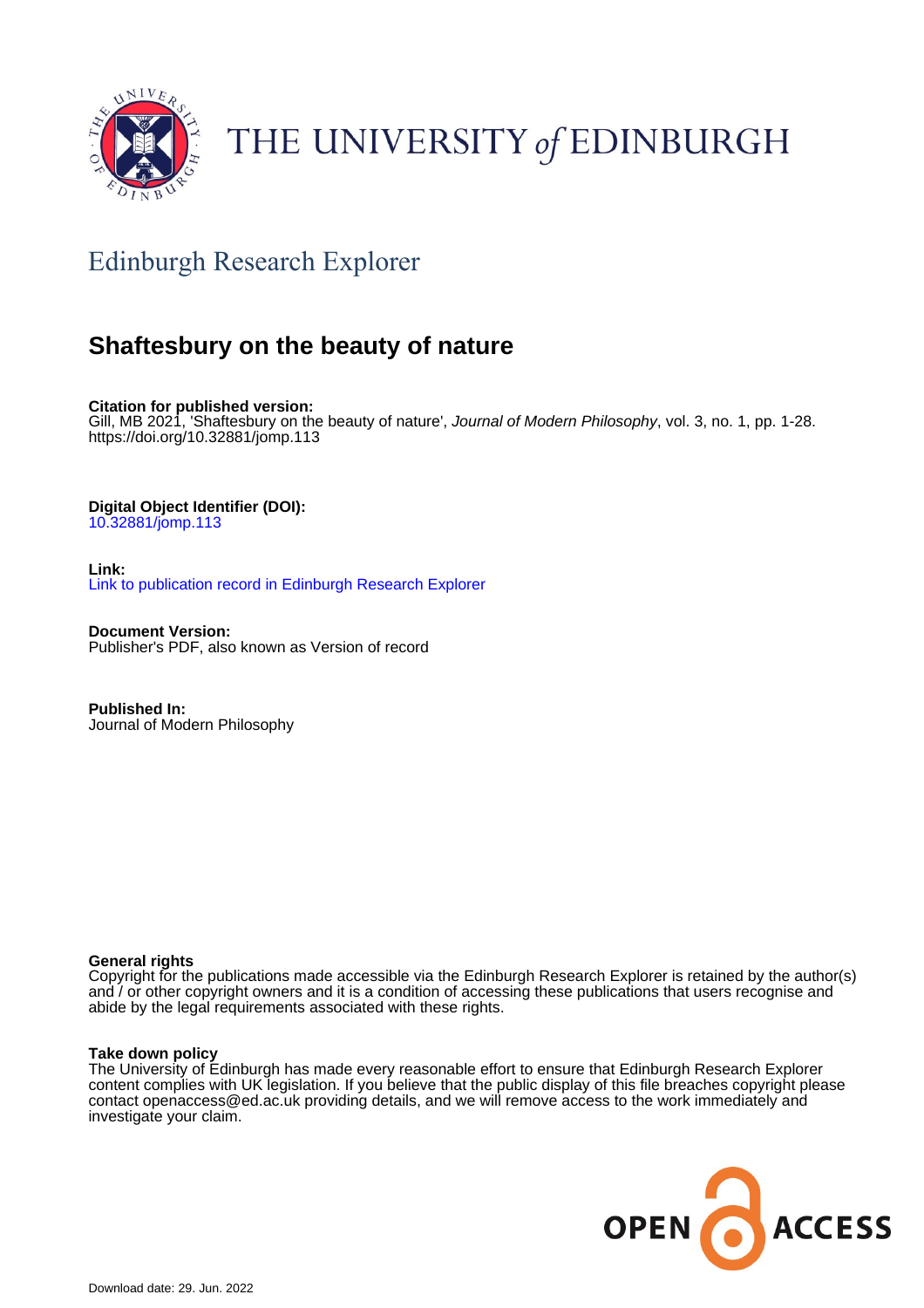THE UNIVERSITY *of* EDINBURGH

## Edinburgh Research Explorer

# Shaftesbury on the beauty of nature

**Citation for published version:**
Gill, MB 2021, 'Shaftesbury on the beauty of nature', *Journal of Modern Philosophy*, vol. 3, no. 1, pp. 1-28. https://doi.org/10.32881/jomp.113

**Digital Object Identifier (DOI):**
10.32881/jomp.113

**Link:**
Link to publication record in Edinburgh Research Explorer

**Document Version:**
Publisher's PDF, also known as Version of record

**Published In:**
Journal of Modern Philosophy

**General rights**
Copyright for the publications made accessible via the Edinburgh Research Explorer is retained by the author(s) and / or other copyright owners and it is a condition of accessing these publications that users recognise and abide by the legal requirements associated with these rights.

**Take down policy**
The University of Edinburgh has made every reasonable effort to ensure that Edinburgh Research Explorer content complies with UK legislation. If you believe that the public display of this file breaches copyright please contact openaccess@ed.ac.uk providing details, and we will remove access to the work immediately and investigate your claim.

OPEN ACCESS

Download date: 29. Jun. 2022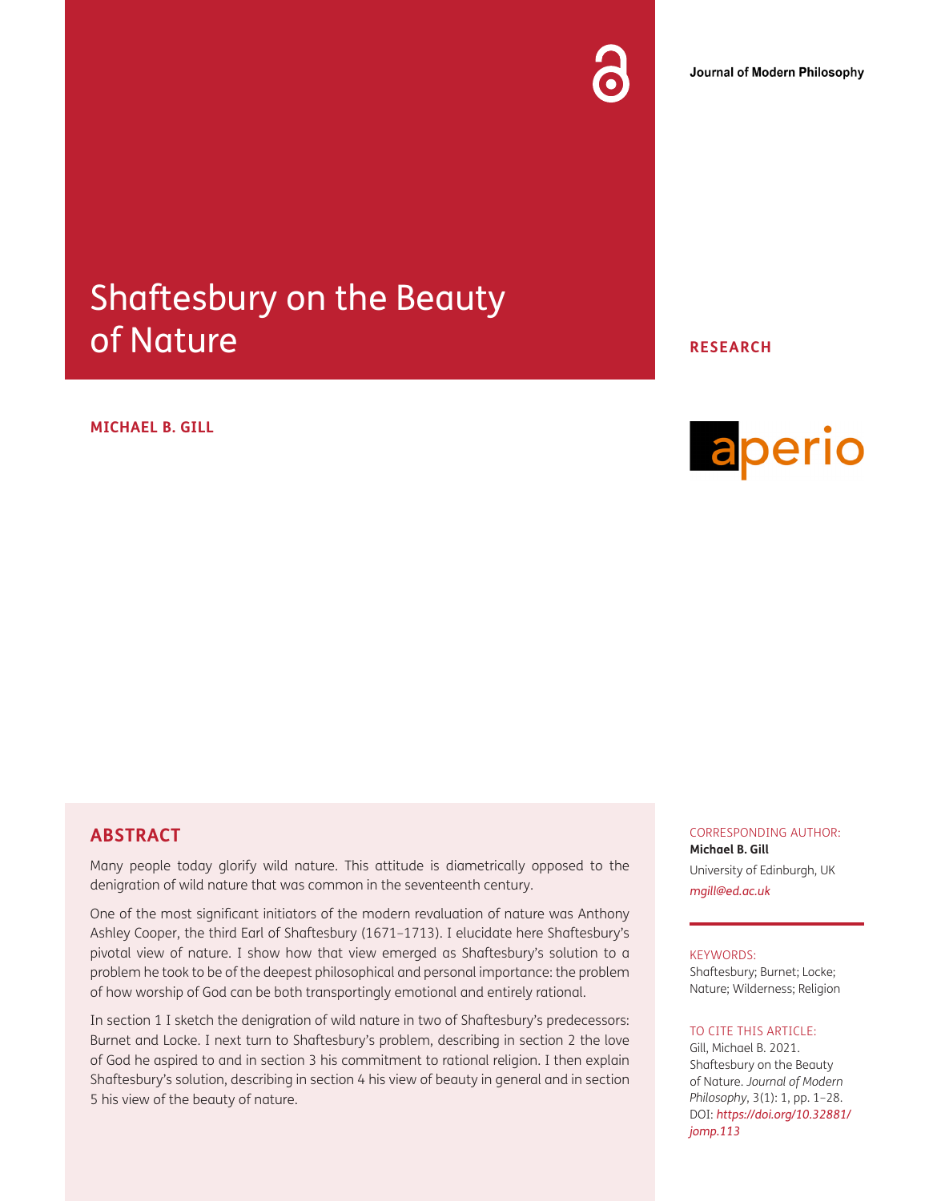# Shaftesbury on the Beauty of Nature

**MICHAEL B. GILL**

RESEARCH

## ABSTRACT

Many people today glorify wild nature. This attitude is diametrically opposed to the denigration of wild nature that was common in the seventeenth century.

One of the most significant initiators of the modern revaluation of nature was Anthony Ashley Cooper, the third Earl of Shaftesbury (1671–1713). I elucidate here Shaftesbury's pivotal view of nature. I show how that view emerged as Shaftesbury's solution to a problem he took to be of the deepest philosophical and personal importance: the problem of how worship of God can be both transportingly emotional and entirely rational.

In section 1 I sketch the denigration of wild nature in two of Shaftesbury's predecessors: Burnet and Locke. I next turn to Shaftesbury's problem, describing in section 2 the love of God he aspired to and in section 3 his commitment to rational religion. I then explain Shaftesbury's solution, describing in section 4 his view of beauty in general and in section 5 his view of the beauty of nature.

CORRESPONDING AUTHOR:

**Michael B. Gill**

University of Edinburgh, UK

*mgill@ed.ac.uk*

KEYWORDS:

Shaftesbury; Burnet; Locke; Nature; Wilderness; Religion

TO CITE THIS ARTICLE:

Gill, Michael B. 2021. Shaftesbury on the Beauty of Nature. *Journal of Modern Philosophy*, 3(1): 1, pp. 1–28. DOI: *https://doi.org/10.32881/jomp.113*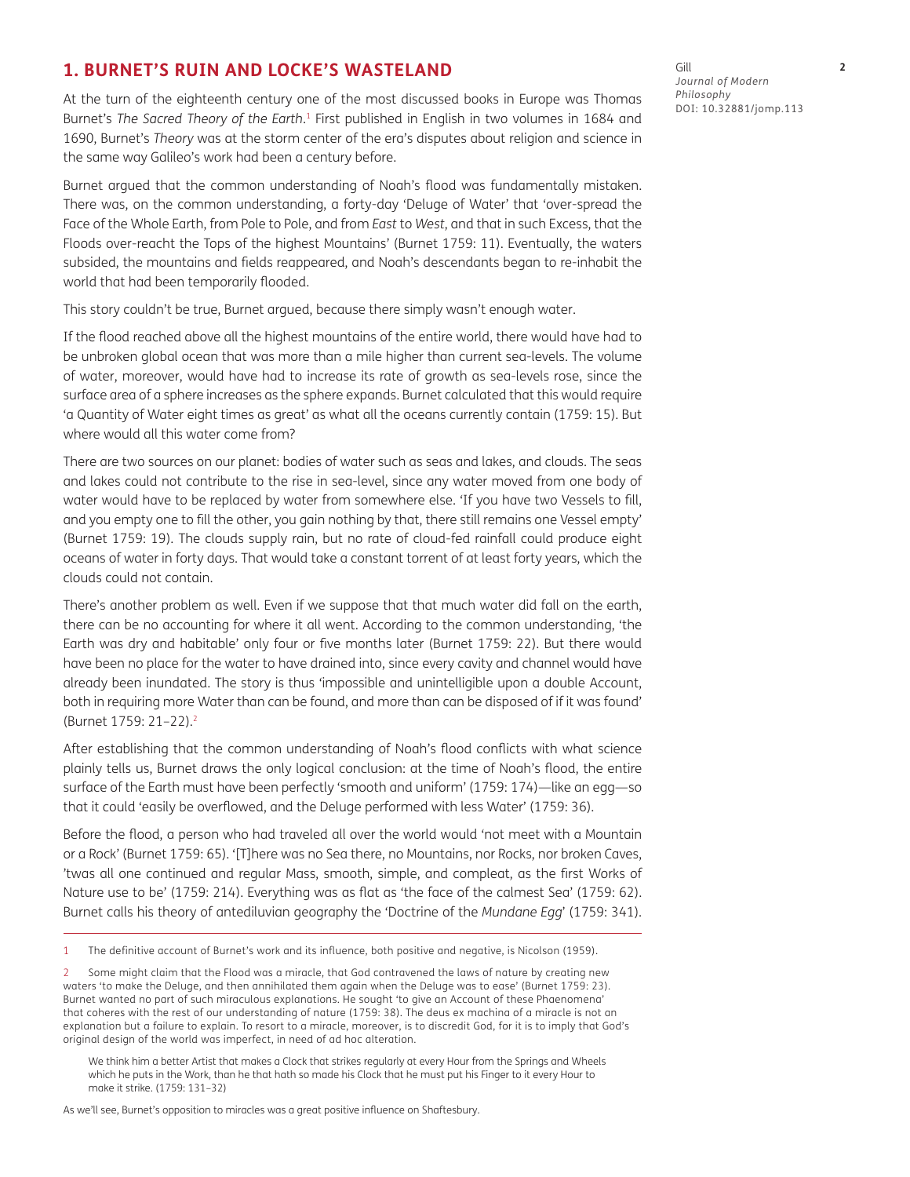## 1. BURNET'S RUIN AND LOCKE'S WASTELAND

At the turn of the eighteenth century one of the most discussed books in Europe was Thomas Burnet's *The Sacred Theory of the Earth*.[1] First published in English in two volumes in 1684 and 1690, Burnet's *Theory* was at the storm center of the era's disputes about religion and science in the same way Galileo's work had been a century before.

Burnet argued that the common understanding of Noah's flood was fundamentally mistaken. There was, on the common understanding, a forty-day 'Deluge of Water' that 'over-spread the Face of the Whole Earth, from Pole to Pole, and from *East* to *West*, and that in such Excess, that the Floods over-reacht the Tops of the highest Mountains' (Burnet 1759: 11). Eventually, the waters subsided, the mountains and fields reappeared, and Noah's descendants began to re-inhabit the world that had been temporarily flooded.

This story couldn't be true, Burnet argued, because there simply wasn't enough water.

If the flood reached above all the highest mountains of the entire world, there would have had to be unbroken global ocean that was more than a mile higher than current sea-levels. The volume of water, moreover, would have had to increase its rate of growth as sea-levels rose, since the surface area of a sphere increases as the sphere expands. Burnet calculated that this would require 'a Quantity of Water eight times as great' as what all the oceans currently contain (1759: 15). But where would all this water come from?

There are two sources on our planet: bodies of water such as seas and lakes, and clouds. The seas and lakes could not contribute to the rise in sea-level, since any water moved from one body of water would have to be replaced by water from somewhere else. 'If you have two Vessels to fill, and you empty one to fill the other, you gain nothing by that, there still remains one Vessel empty' (Burnet 1759: 19). The clouds supply rain, but no rate of cloud-fed rainfall could produce eight oceans of water in forty days. That would take a constant torrent of at least forty years, which the clouds could not contain.

There's another problem as well. Even if we suppose that that much water did fall on the earth, there can be no accounting for where it all went. According to the common understanding, 'the Earth was dry and habitable' only four or five months later (Burnet 1759: 22). But there would have been no place for the water to have drained into, since every cavity and channel would have already been inundated. The story is thus 'impossible and unintelligible upon a double Account, both in requiring more Water than can be found, and more than can be disposed of if it was found' (Burnet 1759: 21–22).[2]

After establishing that the common understanding of Noah's flood conflicts with what science plainly tells us, Burnet draws the only logical conclusion: at the time of Noah's flood, the entire surface of the Earth must have been perfectly 'smooth and uniform' (1759: 174)—like an egg—so that it could 'easily be overflowed, and the Deluge performed with less Water' (1759: 36).

Before the flood, a person who had traveled all over the world would 'not meet with a Mountain or a Rock' (Burnet 1759: 65). '[T]here was no Sea there, no Mountains, nor Rocks, nor broken Caves, 'twas all one continued and regular Mass, smooth, simple, and compleat, as the first Works of Nature use to be' (1759: 214). Everything was as flat as 'the face of the calmest Sea' (1759: 62). Burnet calls his theory of antediluvian geography the 'Doctrine of the *Mundane Egg*' (1759: 341).

---

1 The definitive account of Burnet's work and its influence, both positive and negative, is Nicolson (1959).

2 Some might claim that the Flood was a miracle, that God contravened the laws of nature by creating new waters 'to make the Deluge, and then annihilated them again when the Deluge was to ease' (Burnet 1759: 23). Burnet wanted no part of such miraculous explanations. He sought 'to give an Account of these Phaenomena' that coheres with the rest of our understanding of nature (1759: 38). The deus ex machina of a miracle is not an explanation but a failure to explain. To resort to a miracle, moreover, is to discredit God, for it is to imply that God's original design of the world was imperfect, in need of ad hoc alteration.

> We think him a better Artist that makes a Clock that strikes regularly at every Hour from the Springs and Wheels which he puts in the Work, than he that hath so made his Clock that he must put his Finger to it every Hour to make it strike. (1759: 131–32)

As we'll see, Burnet's opposition to miracles was a great positive influence on Shaftesbury.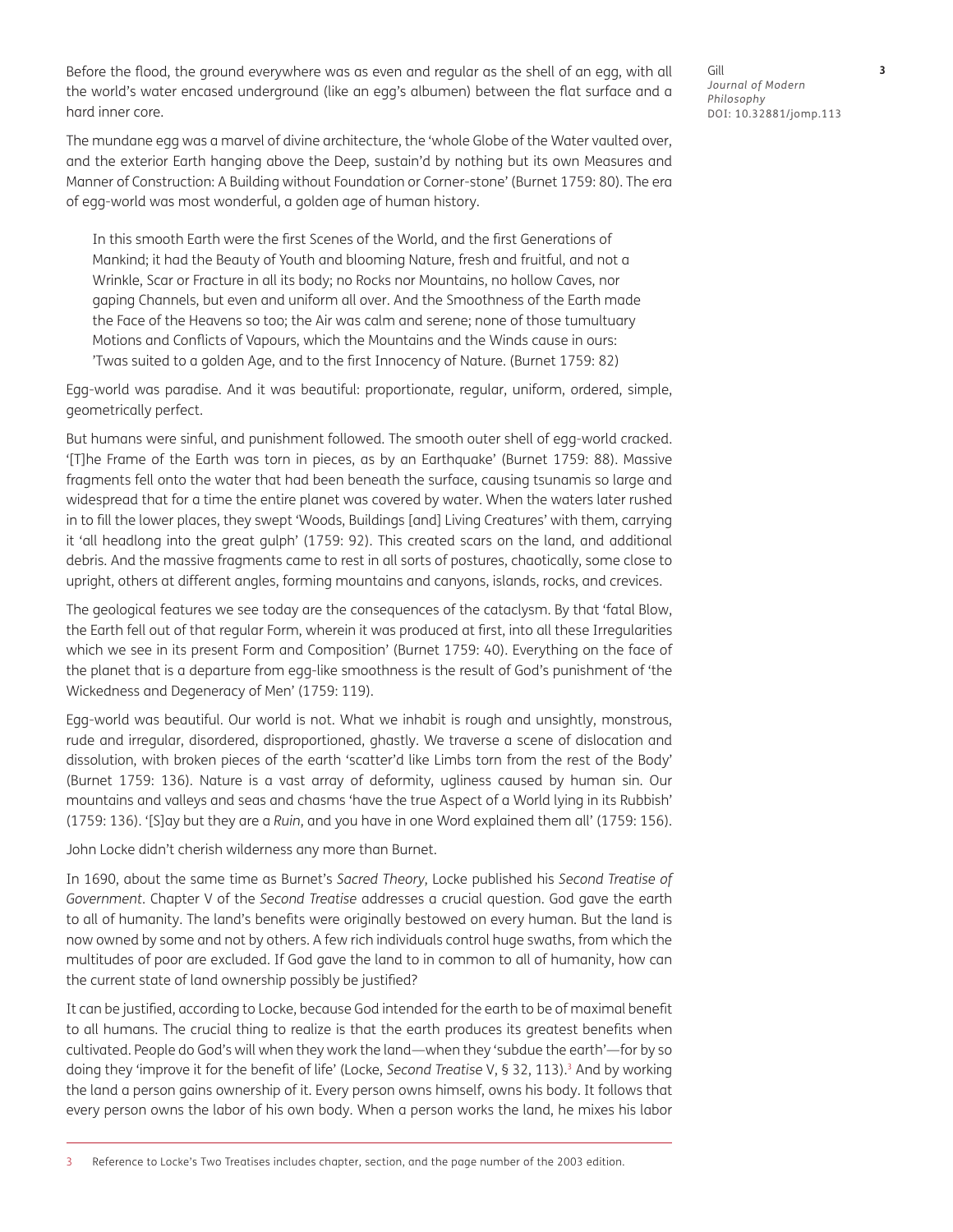Before the flood, the ground everywhere was as even and regular as the shell of an egg, with all the world's water encased underground (like an egg's albumen) between the flat surface and a hard inner core.

The mundane egg was a marvel of divine architecture, the 'whole Globe of the Water vaulted over, and the exterior Earth hanging above the Deep, sustain'd by nothing but its own Measures and Manner of Construction: A Building without Foundation or Corner-stone' (Burnet 1759: 80). The era of egg-world was most wonderful, a golden age of human history.

> In this smooth Earth were the first Scenes of the World, and the first Generations of Mankind; it had the Beauty of Youth and blooming Nature, fresh and fruitful, and not a Wrinkle, Scar or Fracture in all its body; no Rocks nor Mountains, no hollow Caves, nor gaping Channels, but even and uniform all over. And the Smoothness of the Earth made the Face of the Heavens so too; the Air was calm and serene; none of those tumultuary Motions and Conflicts of Vapours, which the Mountains and the Winds cause in ours: 'Twas suited to a golden Age, and to the first Innocency of Nature. (Burnet 1759: 82)

Egg-world was paradise. And it was beautiful: proportionate, regular, uniform, ordered, simple, geometrically perfect.

But humans were sinful, and punishment followed. The smooth outer shell of egg-world cracked. '[T]he Frame of the Earth was torn in pieces, as by an Earthquake' (Burnet 1759: 88). Massive fragments fell onto the water that had been beneath the surface, causing tsunamis so large and widespread that for a time the entire planet was covered by water. When the waters later rushed in to fill the lower places, they swept 'Woods, Buildings [and] Living Creatures' with them, carrying it 'all headlong into the great gulph' (1759: 92). This created scars on the land, and additional debris. And the massive fragments came to rest in all sorts of postures, chaotically, some close to upright, others at different angles, forming mountains and canyons, islands, rocks, and crevices.

The geological features we see today are the consequences of the cataclysm. By that 'fatal Blow, the Earth fell out of that regular Form, wherein it was produced at first, into all these Irregularities which we see in its present Form and Composition' (Burnet 1759: 40). Everything on the face of the planet that is a departure from egg-like smoothness is the result of God's punishment of 'the Wickedness and Degeneracy of Men' (1759: 119).

Egg-world was beautiful. Our world is not. What we inhabit is rough and unsightly, monstrous, rude and irregular, disordered, disproportioned, ghastly. We traverse a scene of dislocation and dissolution, with broken pieces of the earth 'scatter'd like Limbs torn from the rest of the Body' (Burnet 1759: 136). Nature is a vast array of deformity, ugliness caused by human sin. Our mountains and valleys and seas and chasms 'have the true Aspect of a World lying in its Rubbish' (1759: 136). '[S]ay but they are a *Ruin*, and you have in one Word explained them all' (1759: 156).

John Locke didn't cherish wilderness any more than Burnet.

In 1690, about the same time as Burnet's *Sacred Theory*, Locke published his *Second Treatise of Government*. Chapter V of the *Second Treatise* addresses a crucial question. God gave the earth to all of humanity. The land's benefits were originally bestowed on every human. But the land is now owned by some and not by others. A few rich individuals control huge swaths, from which the multitudes of poor are excluded. If God gave the land to in common to all of humanity, how can the current state of land ownership possibly be justified?

It can be justified, according to Locke, because God intended for the earth to be of maximal benefit to all humans. The crucial thing to realize is that the earth produces its greatest benefits when cultivated. People do God's will when they work the land—when they 'subdue the earth'—for by so doing they 'improve it for the benefit of life' (Locke, *Second Treatise* V, § 32, 113).[3] And by working the land a person gains ownership of it. Every person owns himself, owns his body. It follows that every person owns the labor of his own body. When a person works the land, he mixes his labor

[3] Reference to Locke's Two Treatises includes chapter, section, and the page number of the 2003 edition.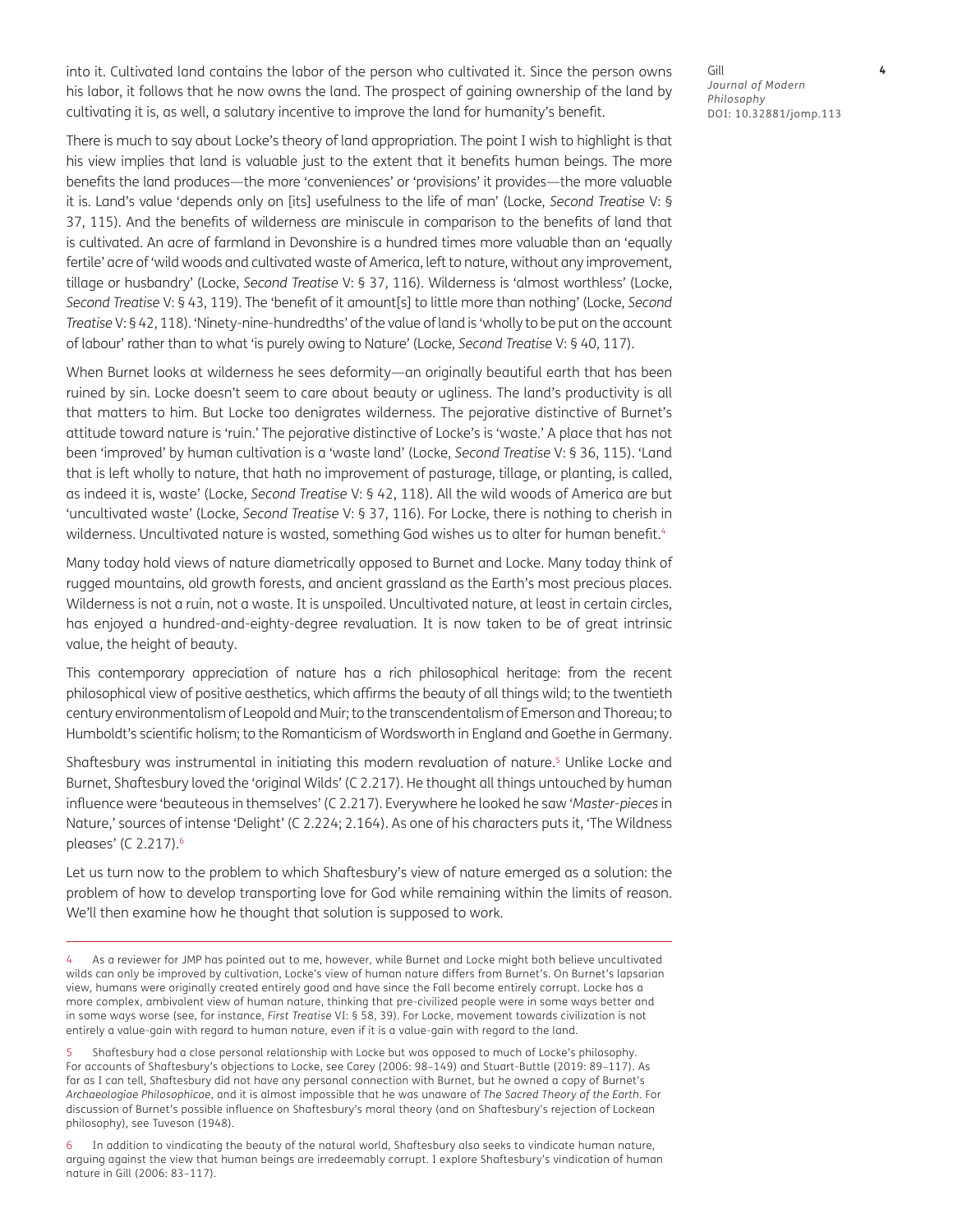into it. Cultivated land contains the labor of the person who cultivated it. Since the person owns his labor, it follows that he now owns the land. The prospect of gaining ownership of the land by cultivating it is, as well, a salutary incentive to improve the land for humanity's benefit.

There is much to say about Locke's theory of land appropriation. The point I wish to highlight is that his view implies that land is valuable just to the extent that it benefits human beings. The more benefits the land produces—the more 'conveniences' or 'provisions' it provides—the more valuable it is. Land's value 'depends only on [its] usefulness to the life of man' (Locke, *Second Treatise* V: § 37, 115). And the benefits of wilderness are miniscule in comparison to the benefits of land that is cultivated. An acre of farmland in Devonshire is a hundred times more valuable than an 'equally fertile' acre of 'wild woods and cultivated waste of America, left to nature, without any improvement, tillage or husbandry' (Locke, *Second Treatise* V: § 37, 116). Wilderness is 'almost worthless' (Locke, *Second Treatise* V: § 43, 119). The 'benefit of it amount[s] to little more than nothing' (Locke, *Second Treatise* V: § 42, 118). 'Ninety-nine-hundredths' of the value of land is 'wholly to be put on the account of labour' rather than to what 'is purely owing to Nature' (Locke, *Second Treatise* V: § 40, 117).

When Burnet looks at wilderness he sees deformity—an originally beautiful earth that has been ruined by sin. Locke doesn't seem to care about beauty or ugliness. The land's productivity is all that matters to him. But Locke too denigrates wilderness. The pejorative distinctive of Burnet's attitude toward nature is 'ruin.' The pejorative distinctive of Locke's is 'waste.' A place that has not been 'improved' by human cultivation is a 'waste land' (Locke, *Second Treatise* V: § 36, 115). 'Land that is left wholly to nature, that hath no improvement of pasturage, tillage, or planting, is called, as indeed it is, waste' (Locke, *Second Treatise* V: § 42, 118). All the wild woods of America are but 'uncultivated waste' (Locke, *Second Treatise* V: § 37, 116). For Locke, there is nothing to cherish in wilderness. Uncultivated nature is wasted, something God wishes us to alter for human benefit.[4]

Many today hold views of nature diametrically opposed to Burnet and Locke. Many today think of rugged mountains, old growth forests, and ancient grassland as the Earth's most precious places. Wilderness is not a ruin, not a waste. It is unspoiled. Uncultivated nature, at least in certain circles, has enjoyed a hundred-and-eighty-degree revaluation. It is now taken to be of great intrinsic value, the height of beauty.

This contemporary appreciation of nature has a rich philosophical heritage: from the recent philosophical view of positive aesthetics, which affirms the beauty of all things wild; to the twentieth century environmentalism of Leopold and Muir; to the transcendentalism of Emerson and Thoreau; to Humboldt's scientific holism; to the Romanticism of Wordsworth in England and Goethe in Germany.

Shaftesbury was instrumental in initiating this modern revaluation of nature.[5] Unlike Locke and Burnet, Shaftesbury loved the 'original Wilds' (C 2.217). He thought all things untouched by human influence were 'beauteous in themselves' (C 2.217). Everywhere he looked he saw '*Master-pieces* in Nature,' sources of intense 'Delight' (C 2.224; 2.164). As one of his characters puts it, 'The Wildness pleases' (C 2.217).[6]

Let us turn now to the problem to which Shaftesbury's view of nature emerged as a solution: the problem of how to develop transporting love for God while remaining within the limits of reason. We'll then examine how he thought that solution is supposed to work.

---

4 As a reviewer for JMP has pointed out to me, however, while Burnet and Locke might both believe uncultivated wilds can only be improved by cultivation, Locke's view of human nature differs from Burnet's. On Burnet's lapsarian view, humans were originally created entirely good and have since the Fall become entirely corrupt. Locke has a more complex, ambivalent view of human nature, thinking that pre-civilized people were in some ways better and in some ways worse (see, for instance, *First Treatise* VI: § 58, 39). For Locke, movement towards civilization is not entirely a value-gain with regard to human nature, even if it is a value-gain with regard to the land.

5 Shaftesbury had a close personal relationship with Locke but was opposed to much of Locke's philosophy. For accounts of Shaftesbury's objections to Locke, see Carey (2006: 98–149) and Stuart-Buttle (2019: 89–117). As far as I can tell, Shaftesbury did not have any personal connection with Burnet, but he owned a copy of Burnet's *Archaeologiae Philosophicae*, and it is almost impossible that he was unaware of *The Sacred Theory of the Earth*. For discussion of Burnet's possible influence on Shaftesbury's moral theory (and on Shaftesbury's rejection of Lockean philosophy), see Tuveson (1948).

6 In addition to vindicating the beauty of the natural world, Shaftesbury also seeks to vindicate human nature, arguing against the view that human beings are irredeemably corrupt. I explore Shaftesbury's vindication of human nature in Gill (2006: 83–117).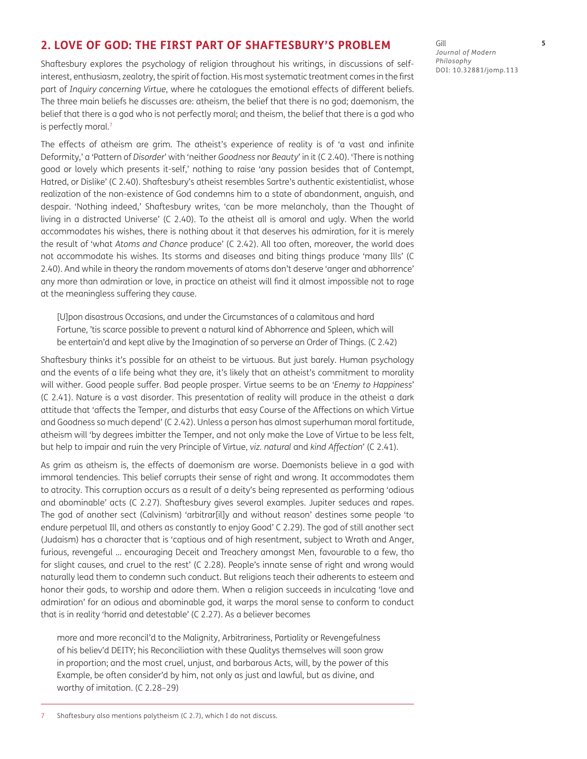## 2. LOVE OF GOD: THE FIRST PART OF SHAFTESBURY'S PROBLEM

Shaftesbury explores the psychology of religion throughout his writings, in discussions of self-interest, enthusiasm, zealotry, the spirit of faction. His most systematic treatment comes in the first part of *Inquiry concerning Virtue*, where he catalogues the emotional effects of different beliefs. The three main beliefs he discusses are: atheism, the belief that there is no god; daemonism, the belief that there is a god who is not perfectly moral; and theism, the belief that there is a god who is perfectly moral.[7]

The effects of atheism are grim. The atheist's experience of reality is of 'a vast and infinite Deformity,' a 'Pattern of *Disorder*' with 'neither *Goodness* nor *Beauty*' in it (C 2.40). 'There is nothing good or lovely which presents it-self,' nothing to raise 'any passion besides that of Contempt, Hatred, or Dislike' (C 2.40). Shaftesbury's atheist resembles Sartre's authentic existentialist, whose realization of the non-existence of God condemns him to a state of abandonment, anguish, and despair. 'Nothing indeed,' Shaftesbury writes, 'can be more melancholy, than the Thought of living in a distracted Universe' (C 2.40). To the atheist all is amoral and ugly. When the world accommodates his wishes, there is nothing about it that deserves his admiration, for it is merely the result of 'what *Atoms and Chance* produce' (C 2.42). All too often, moreover, the world does not accommodate his wishes. Its storms and diseases and biting things produce 'many Ills' (C 2.40). And while in theory the random movements of atoms don't deserve 'anger and abhorrence' any more than admiration or love, in practice an atheist will find it almost impossible not to rage at the meaningless suffering they cause.

> [U]pon disastrous Occasions, and under the Circumstances of a calamitous and hard Fortune, 'tis scarce possible to prevent a natural kind of Abhorrence and Spleen, which will be entertain'd and kept alive by the Imagination of so perverse an Order of Things. (C 2.42)

Shaftesbury thinks it's possible for an atheist to be virtuous. But just barely. Human psychology and the events of a life being what they are, it's likely that an atheist's commitment to morality will wither. Good people suffer. Bad people prosper. Virtue seems to be an '*Enemy to Happiness*' (C 2.41). Nature is a vast disorder. This presentation of reality will produce in the atheist a dark attitude that 'affects the Temper, and disturbs that easy Course of the Affections on which Virtue and Goodness so much depend' (C 2.42). Unless a person has almost superhuman moral fortitude, atheism will 'by degrees imbitter the Temper, and not only make the Love of Virtue to be less felt, but help to impair and ruin the very Principle of Virtue, *viz. natural* and *kind Affection*' (C 2.41).

As grim as atheism is, the effects of daemonism are worse. Daemonists believe in a god with immoral tendencies. This belief corrupts their sense of right and wrong. It accommodates them to atrocity. This corruption occurs as a result of a deity's being represented as performing 'odious and abominable' acts (C 2.27). Shaftesbury gives several examples. Jupiter seduces and rapes. The god of another sect (Calvinism) 'arbitrar[il]y and without reason' destines some people 'to endure perpetual Ill, and others as constantly to enjoy Good' C 2.29). The god of still another sect (Judaism) has a character that is 'captious and of high resentment, subject to Wrath and Anger, furious, revengeful … encouraging Deceit and Treachery amongst Men, favourable to a few, tho for slight causes, and cruel to the rest' (C 2.28). People's innate sense of right and wrong would naturally lead them to condemn such conduct. But religions teach their adherents to esteem and honor their gods, to worship and adore them. When a religion succeeds in inculcating 'love and admiration' for an odious and abominable god, it warps the moral sense to conform to conduct that is in reality 'horrid and detestable' (C 2.27). As a believer becomes

> more and more reconcil'd to the Malignity, Arbitrariness, Partiality or Revengefulness of his believ'd DEITY; his Reconciliation with these Qualitys themselves will soon grow in proportion; and the most cruel, unjust, and barbarous Acts, will, by the power of this Example, be often consider'd by him, not only as just and lawful, but as divine, and worthy of imitation. (C 2.28–29)

---

7 Shaftesbury also mentions polytheism (C 2.7), which I do not discuss.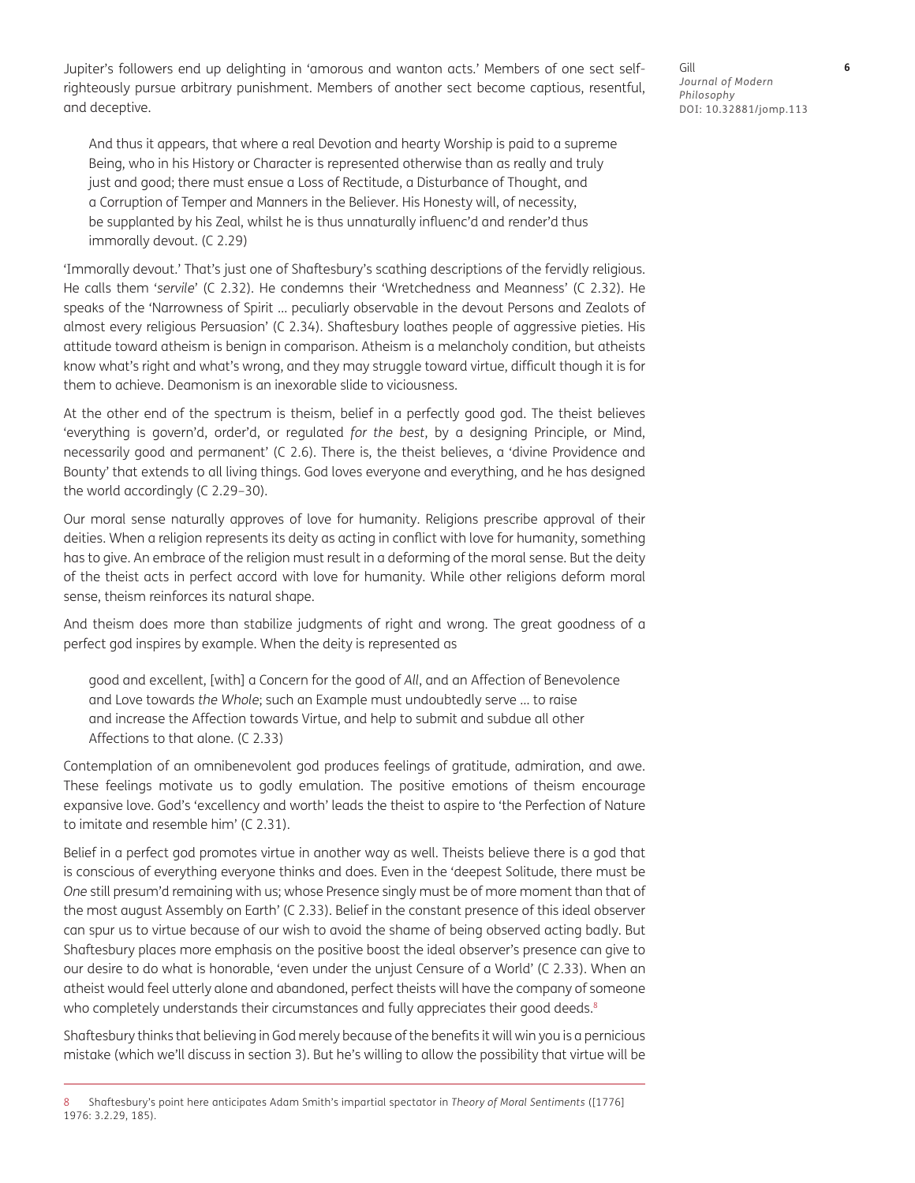Jupiter's followers end up delighting in 'amorous and wanton acts.' Members of one sect self-righteously pursue arbitrary punishment. Members of another sect become captious, resentful, and deceptive.

> And thus it appears, that where a real Devotion and hearty Worship is paid to a supreme Being, who in his History or Character is represented otherwise than as really and truly just and good; there must ensue a Loss of Rectitude, a Disturbance of Thought, and a Corruption of Temper and Manners in the Believer. His Honesty will, of necessity, be supplanted by his Zeal, whilst he is thus unnaturally influenc'd and render'd thus immorally devout. (C 2.29)

'Immorally devout.' That's just one of Shaftesbury's scathing descriptions of the fervidly religious. He calls them '*servile*' (C 2.32). He condemns their 'Wretchedness and Meanness' (C 2.32). He speaks of the 'Narrowness of Spirit … peculiarly observable in the devout Persons and Zealots of almost every religious Persuasion' (C 2.34). Shaftesbury loathes people of aggressive pieties. His attitude toward atheism is benign in comparison. Atheism is a melancholy condition, but atheists know what's right and what's wrong, and they may struggle toward virtue, difficult though it is for them to achieve. Deamonism is an inexorable slide to viciousness.

At the other end of the spectrum is theism, belief in a perfectly good god. The theist believes 'everything is govern'd, order'd, or regulated *for the best*, by a designing Principle, or Mind, necessarily good and permanent' (C 2.6). There is, the theist believes, a 'divine Providence and Bounty' that extends to all living things. God loves everyone and everything, and he has designed the world accordingly (C 2.29–30).

Our moral sense naturally approves of love for humanity. Religions prescribe approval of their deities. When a religion represents its deity as acting in conflict with love for humanity, something has to give. An embrace of the religion must result in a deforming of the moral sense. But the deity of the theist acts in perfect accord with love for humanity. While other religions deform moral sense, theism reinforces its natural shape.

And theism does more than stabilize judgments of right and wrong. The great goodness of a perfect god inspires by example. When the deity is represented as

> good and excellent, [with] a Concern for the good of *All*, and an Affection of Benevolence and Love towards *the Whole*; such an Example must undoubtedly serve … to raise and increase the Affection towards Virtue, and help to submit and subdue all other Affections to that alone. (C 2.33)

Contemplation of an omnibenevolent god produces feelings of gratitude, admiration, and awe. These feelings motivate us to godly emulation. The positive emotions of theism encourage expansive love. God's 'excellency and worth' leads the theist to aspire to 'the Perfection of Nature to imitate and resemble him' (C 2.31).

Belief in a perfect god promotes virtue in another way as well. Theists believe there is a god that is conscious of everything everyone thinks and does. Even in the 'deepest Solitude, there must be *One* still presum'd remaining with us; whose Presence singly must be of more moment than that of the most august Assembly on Earth' (C 2.33). Belief in the constant presence of this ideal observer can spur us to virtue because of our wish to avoid the shame of being observed acting badly. But Shaftesbury places more emphasis on the positive boost the ideal observer's presence can give to our desire to do what is honorable, 'even under the unjust Censure of a World' (C 2.33). When an atheist would feel utterly alone and abandoned, perfect theists will have the company of someone who completely understands their circumstances and fully appreciates their good deeds.[8]

Shaftesbury thinks that believing in God merely because of the benefits it will win you is a pernicious mistake (which we'll discuss in section 3). But he's willing to allow the possibility that virtue will be

8 Shaftesbury's point here anticipates Adam Smith's impartial spectator in *Theory of Moral Sentiments* ([1776] 1976: 3.2.29, 185).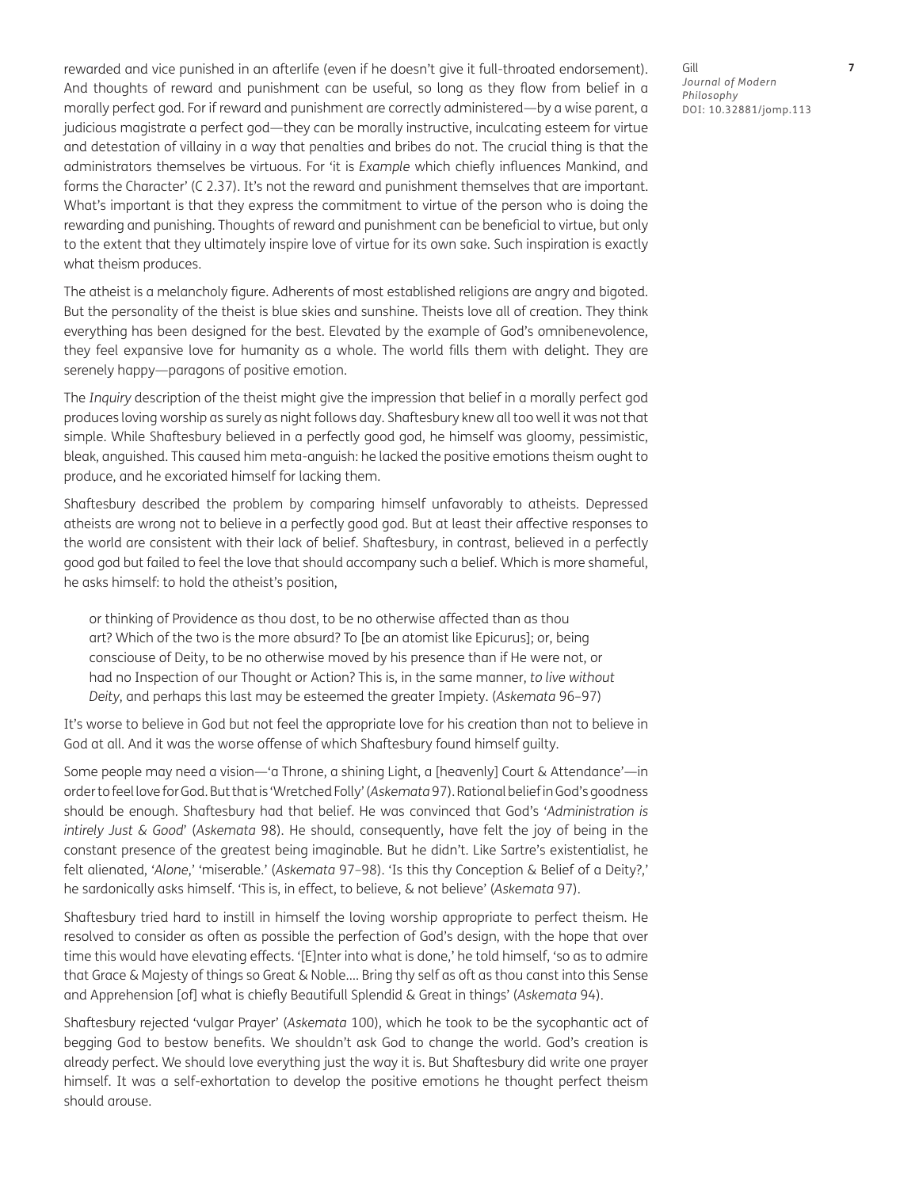rewarded and vice punished in an afterlife (even if he doesn't give it full-throated endorsement). And thoughts of reward and punishment can be useful, so long as they flow from belief in a morally perfect god. For if reward and punishment are correctly administered—by a wise parent, a judicious magistrate a perfect god—they can be morally instructive, inculcating esteem for virtue and detestation of villainy in a way that penalties and bribes do not. The crucial thing is that the administrators themselves be virtuous. For 'it is *Example* which chiefly influences Mankind, and forms the Character' (C 2.37). It's not the reward and punishment themselves that are important. What's important is that they express the commitment to virtue of the person who is doing the rewarding and punishing. Thoughts of reward and punishment can be beneficial to virtue, but only to the extent that they ultimately inspire love of virtue for its own sake. Such inspiration is exactly what theism produces.

The atheist is a melancholy figure. Adherents of most established religions are angry and bigoted. But the personality of the theist is blue skies and sunshine. Theists love all of creation. They think everything has been designed for the best. Elevated by the example of God's omnibenevolence, they feel expansive love for humanity as a whole. The world fills them with delight. They are serenely happy—paragons of positive emotion.

The *Inquiry* description of the theist might give the impression that belief in a morally perfect god produces loving worship as surely as night follows day. Shaftesbury knew all too well it was not that simple. While Shaftesbury believed in a perfectly good god, he himself was gloomy, pessimistic, bleak, anguished. This caused him meta-anguish: he lacked the positive emotions theism ought to produce, and he excoriated himself for lacking them.

Shaftesbury described the problem by comparing himself unfavorably to atheists. Depressed atheists are wrong not to believe in a perfectly good god. But at least their affective responses to the world are consistent with their lack of belief. Shaftesbury, in contrast, believed in a perfectly good god but failed to feel the love that should accompany such a belief. Which is more shameful, he asks himself: to hold the atheist's position,

> or thinking of Providence as thou dost, to be no otherwise affected than as thou art? Which of the two is the more absurd? To [be an atomist like Epicurus]; or, being consciouse of Deity, to be no otherwise moved by his presence than if He were not, or had no Inspection of our Thought or Action? This is, in the same manner, *to live without Deity*, and perhaps this last may be esteemed the greater Impiety. (*Askemata* 96–97)

It's worse to believe in God but not feel the appropriate love for his creation than not to believe in God at all. And it was the worse offense of which Shaftesbury found himself guilty.

Some people may need a vision—'a Throne, a shining Light, a [heavenly] Court & Attendance'—in order to feel love for God. But that is 'Wretched Folly' (*Askemata* 97). Rational belief in God's goodness should be enough. Shaftesbury had that belief. He was convinced that God's '*Administration is intirely Just & Good*' (*Askemata* 98). He should, consequently, have felt the joy of being in the constant presence of the greatest being imaginable. But he didn't. Like Sartre's existentialist, he felt alienated, '*Alone*,' 'miserable.' (*Askemata* 97–98). 'Is this thy Conception & Belief of a Deity?,' he sardonically asks himself. 'This is, in effect, to believe, & not believe' (*Askemata* 97).

Shaftesbury tried hard to instill in himself the loving worship appropriate to perfect theism. He resolved to consider as often as possible the perfection of God's design, with the hope that over time this would have elevating effects. '[E]nter into what is done,' he told himself, 'so as to admire that Grace & Majesty of things so Great & Noble.... Bring thy self as oft as thou canst into this Sense and Apprehension [of] what is chiefly Beautifull Splendid & Great in things' (*Askemata* 94).

Shaftesbury rejected 'vulgar Prayer' (*Askemata* 100), which he took to be the sycophantic act of begging God to bestow benefits. We shouldn't ask God to change the world. God's creation is already perfect. We should love everything just the way it is. But Shaftesbury did write one prayer himself. It was a self-exhortation to develop the positive emotions he thought perfect theism should arouse.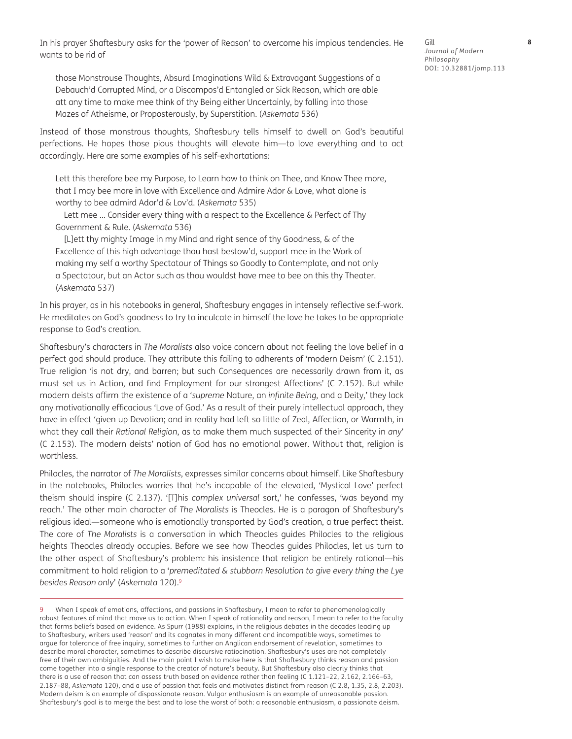In his prayer Shaftesbury asks for the 'power of Reason' to overcome his impious tendencies. He wants to be rid of

> those Monstrouse Thoughts, Absurd Imaginations Wild & Extravagant Suggestions of a Debauch'd Corrupted Mind, or a Discompos'd Entangled or Sick Reason, which are able att any time to make mee think of thy Being either Uncertainly, by falling into those Mazes of Atheisme, or Propostorously, by Superstition. (*Askemata* 536)

Instead of those monstrous thoughts, Shaftesbury tells himself to dwell on God's beautiful perfections. He hopes those pious thoughts will elevate him—to love everything and to act accordingly. Here are some examples of his self-exhortations:

> Lett this therefore bee my Purpose, to Learn how to think on Thee, and Know Thee more, that I may bee more in love with Excellence and Admire Ador & Love, what alone is worthy to bee admird Ador'd & Lov'd. (*Askemata* 535)
>
> Lett mee … Consider every thing with a respect to the Excellence & Perfect of Thy Government & Rule. (*Askemata* 536)
>
> [L]ett thy mighty Image in my Mind and right sence of thy Goodness, & of the Excellence of this high advantage thou hast bestow'd, support mee in the Work of making my self a worthy Spectatour of Things so Goodly to Contemplate, and not only a Spectatour, but an Actor such as thou wouldst have mee to bee on this thy Theater. (*Askemata* 537)

In his prayer, as in his notebooks in general, Shaftesbury engages in intensely reflective self-work. He meditates on God's goodness to try to inculcate in himself the love he takes to be appropriate response to God's creation.

Shaftesbury's characters in *The Moralists* also voice concern about not feeling the love belief in a perfect god should produce. They attribute this failing to adherents of 'modern Deism' (C 2.151). True religion 'is not dry, and barren; but such Consequences are necessarily drawn from it, as must set us in Action, and find Employment for our strongest Affections' (C 2.152). But while modern deists affirm the existence of a '*supreme* Nature, an *infinite Being*, and a Deity,' they lack any motivationally efficacious 'Love of God.' As a result of their purely intellectual approach, they have in effect 'given up Devotion; and in reality had left so little of Zeal, Affection, or Warmth, in what they call their *Rational Religion*, as to make them much suspected of their Sincerity in *any*' (C 2.153). The modern deists' notion of God has no emotional power. Without that, religion is worthless.

Philocles, the narrator of *The Moralists*, expresses similar concerns about himself. Like Shaftesbury in the notebooks, Philocles worries that he's incapable of the elevated, 'Mystical Love' perfect theism should inspire (C 2.137). '[T]his *complex universal* sort,' he confesses, 'was beyond my reach.' The other main character of *The Moralists* is Theocles. He is a paragon of Shaftesbury's religious ideal—someone who is emotionally transported by God's creation, a true perfect theist. The core of *The Moralists* is a conversation in which Theocles guides Philocles to the religious heights Theocles already occupies. Before we see how Theocles guides Philocles, let us turn to the other aspect of Shaftesbury's problem: his insistence that religion be entirely rational—his commitment to hold religion to a '*premeditated & stubborn Resolution to give every thing the Lye besides Reason only*' (*Askemata* 120).[9]

---

[9] When I speak of emotions, affections, and passions in Shaftesbury, I mean to refer to phenomenologically robust features of mind that move us to action. When I speak of rationality and reason, I mean to refer to the faculty that forms beliefs based on evidence. As Spurr (1988) explains, in the religious debates in the decades leading up to Shaftesbury, writers used 'reason' and its cognates in many different and incompatible ways, sometimes to argue for tolerance of free inquiry, sometimes to further an Anglican endorsement of revelation, sometimes to describe moral character, sometimes to describe discursive ratiocination. Shaftesbury's uses are not completely free of their own ambiguities. And the main point I wish to make here is that Shaftesbury thinks reason and passion come together into a single response to the creator of nature's beauty. But Shaftesbury also clearly thinks that there is a use of reason that can assess truth based on evidence rather than feeling (C 1.121–22, 2.162, 2.166–63, 2.187–88, *Askemata* 120), and a use of passion that feels and motivates distinct from reason (C 2.8, 1.35, 2.8, 2.203). Modern deism is an example of dispassionate reason. Vulgar enthusiasm is an example of unreasonable passion. Shaftesbury's goal is to merge the best and to lose the worst of both: a reasonable enthusiasm, a passionate deism.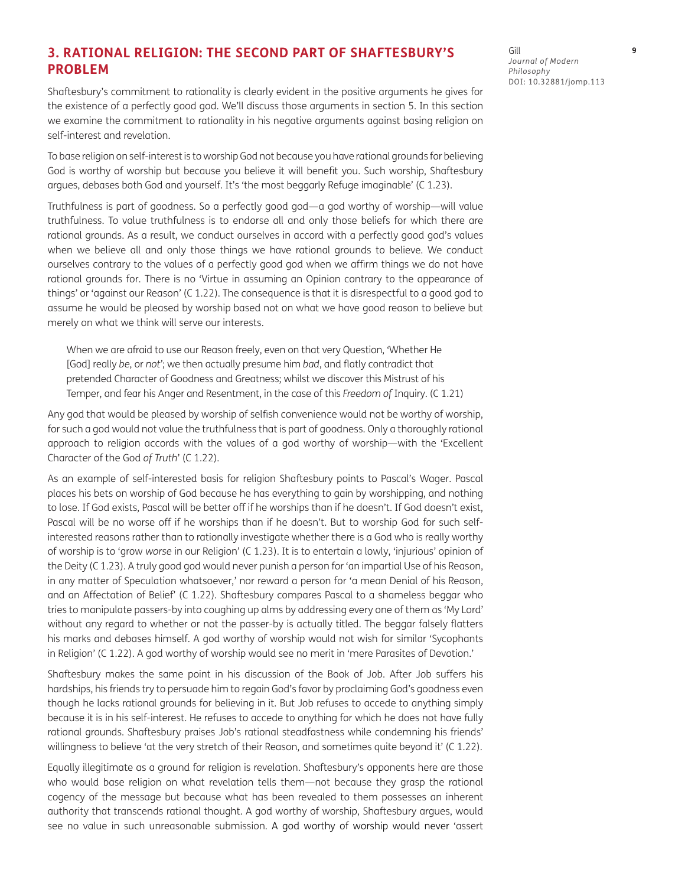## 3. RATIONAL RELIGION: THE SECOND PART OF SHAFTESBURY'S PROBLEM

Shaftesbury's commitment to rationality is clearly evident in the positive arguments he gives for the existence of a perfectly good god. We'll discuss those arguments in section 5. In this section we examine the commitment to rationality in his negative arguments against basing religion on self-interest and revelation.

To base religion on self-interest is to worship God not because you have rational grounds for believing God is worthy of worship but because you believe it will benefit you. Such worship, Shaftesbury argues, debases both God and yourself. It's 'the most beggarly Refuge imaginable' (C 1.23).

Truthfulness is part of goodness. So a perfectly good god—a god worthy of worship—will value truthfulness. To value truthfulness is to endorse all and only those beliefs for which there are rational grounds. As a result, we conduct ourselves in accord with a perfectly good god's values when we believe all and only those things we have rational grounds to believe. We conduct ourselves contrary to the values of a perfectly good god when we affirm things we do not have rational grounds for. There is no 'Virtue in assuming an Opinion contrary to the appearance of things' or 'against our Reason' (C 1.22). The consequence is that it is disrespectful to a good god to assume he would be pleased by worship based not on what we have good reason to believe but merely on what we think will serve our interests.

> When we are afraid to use our Reason freely, even on that very Question, 'Whether He [God] really *be*, or *not*'; we then actually presume him *bad*, and flatly contradict that pretended Character of Goodness and Greatness; whilst we discover this Mistrust of his Temper, and fear his Anger and Resentment, in the case of this *Freedom of* Inquiry. (C 1.21)

Any god that would be pleased by worship of selfish convenience would not be worthy of worship, for such a god would not value the truthfulness that is part of goodness. Only a thoroughly rational approach to religion accords with the values of a god worthy of worship—with the 'Excellent Character of the God *of Truth*' (C 1.22).

As an example of self-interested basis for religion Shaftesbury points to Pascal's Wager. Pascal places his bets on worship of God because he has everything to gain by worshipping, and nothing to lose. If God exists, Pascal will be better off if he worships than if he doesn't. If God doesn't exist, Pascal will be no worse off if he worships than if he doesn't. But to worship God for such self-interested reasons rather than to rationally investigate whether there is a God who is really worthy of worship is to 'grow *worse* in our Religion' (C 1.23). It is to entertain a lowly, 'injurious' opinion of the Deity (C 1.23). A truly good god would never punish a person for 'an impartial Use of his Reason, in any matter of Speculation whatsoever,' nor reward a person for 'a mean Denial of his Reason, and an Affectation of Belief' (C 1.22). Shaftesbury compares Pascal to a shameless beggar who tries to manipulate passers-by into coughing up alms by addressing every one of them as 'My Lord' without any regard to whether or not the passer-by is actually titled. The beggar falsely flatters his marks and debases himself. A god worthy of worship would not wish for similar 'Sycophants in Religion' (C 1.22). A god worthy of worship would see no merit in 'mere Parasites of Devotion.'

Shaftesbury makes the same point in his discussion of the Book of Job. After Job suffers his hardships, his friends try to persuade him to regain God's favor by proclaiming God's goodness even though he lacks rational grounds for believing in it. But Job refuses to accede to anything simply because it is in his self-interest. He refuses to accede to anything for which he does not have fully rational grounds. Shaftesbury praises Job's rational steadfastness while condemning his friends' willingness to believe 'at the very stretch of their Reason, and sometimes quite beyond it' (C 1.22).

Equally illegitimate as a ground for religion is revelation. Shaftesbury's opponents here are those who would base religion on what revelation tells them—not because they grasp the rational cogency of the message but because what has been revealed to them possesses an inherent authority that transcends rational thought. A god worthy of worship, Shaftesbury argues, would see no value in such unreasonable submission. A god worthy of worship would never 'assert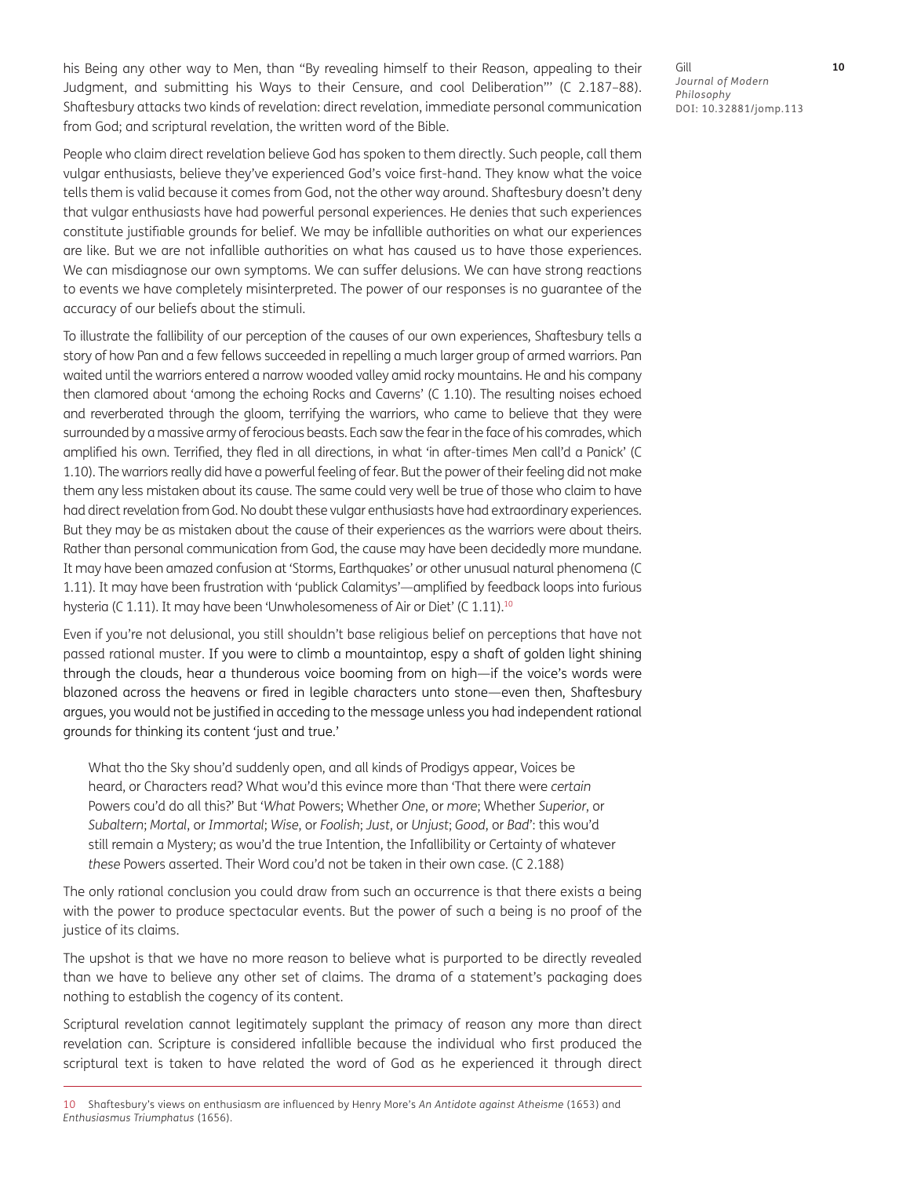his Being any other way to Men, than "By revealing himself to their Reason, appealing to their Judgment, and submitting his Ways to their Censure, and cool Deliberation"' (C 2.187–88). Shaftesbury attacks two kinds of revelation: direct revelation, immediate personal communication from God; and scriptural revelation, the written word of the Bible.

People who claim direct revelation believe God has spoken to them directly. Such people, call them vulgar enthusiasts, believe they've experienced God's voice first-hand. They know what the voice tells them is valid because it comes from God, not the other way around. Shaftesbury doesn't deny that vulgar enthusiasts have had powerful personal experiences. He denies that such experiences constitute justifiable grounds for belief. We may be infallible authorities on what our experiences are like. But we are not infallible authorities on what has caused us to have those experiences. We can misdiagnose our own symptoms. We can suffer delusions. We can have strong reactions to events we have completely misinterpreted. The power of our responses is no guarantee of the accuracy of our beliefs about the stimuli.

To illustrate the fallibility of our perception of the causes of our own experiences, Shaftesbury tells a story of how Pan and a few fellows succeeded in repelling a much larger group of armed warriors. Pan waited until the warriors entered a narrow wooded valley amid rocky mountains. He and his company then clamored about 'among the echoing Rocks and Caverns' (C 1.10). The resulting noises echoed and reverberated through the gloom, terrifying the warriors, who came to believe that they were surrounded by a massive army of ferocious beasts. Each saw the fear in the face of his comrades, which amplified his own. Terrified, they fled in all directions, in what 'in after-times Men call'd a Panick' (C 1.10). The warriors really did have a powerful feeling of fear. But the power of their feeling did not make them any less mistaken about its cause. The same could very well be true of those who claim to have had direct revelation from God. No doubt these vulgar enthusiasts have had extraordinary experiences. But they may be as mistaken about the cause of their experiences as the warriors were about theirs. Rather than personal communication from God, the cause may have been decidedly more mundane. It may have been amazed confusion at 'Storms, Earthquakes' or other unusual natural phenomena (C 1.11). It may have been frustration with 'publick Calamitys'—amplified by feedback loops into furious hysteria (C 1.11). It may have been 'Unwholesomeness of Air or Diet' (C 1.11).[10]

Even if you're not delusional, you still shouldn't base religious belief on perceptions that have not passed rational muster. If you were to climb a mountaintop, espy a shaft of golden light shining through the clouds, hear a thunderous voice booming from on high—if the voice's words were blazoned across the heavens or fired in legible characters unto stone—even then, Shaftesbury argues, you would not be justified in acceding to the message unless you had independent rational grounds for thinking its content 'just and true.'

> What tho the Sky shou'd suddenly open, and all kinds of Prodigys appear, Voices be heard, or Characters read? What wou'd this evince more than 'That there were *certain* Powers cou'd do all this?' But '*What* Powers; Whether *One*, or *more*; Whether *Superior*, or *Subaltern*; *Mortal*, or *Immortal*; *Wise*, or *Foolish*; *Just*, or *Unjust*; *Good*, or *Bad*': this wou'd still remain a Mystery; as wou'd the true Intention, the Infallibility or Certainty of whatever *these* Powers asserted. Their Word cou'd not be taken in their own case. (C 2.188)

The only rational conclusion you could draw from such an occurrence is that there exists a being with the power to produce spectacular events. But the power of such a being is no proof of the justice of its claims.

The upshot is that we have no more reason to believe what is purported to be directly revealed than we have to believe any other set of claims. The drama of a statement's packaging does nothing to establish the cogency of its content.

Scriptural revelation cannot legitimately supplant the primacy of reason any more than direct revelation can. Scripture is considered infallible because the individual who first produced the scriptural text is taken to have related the word of God as he experienced it through direct

---

10 Shaftesbury's views on enthusiasm are influenced by Henry More's *An Antidote against Atheisme* (1653) and *Enthusiasmus Triumphatus* (1656).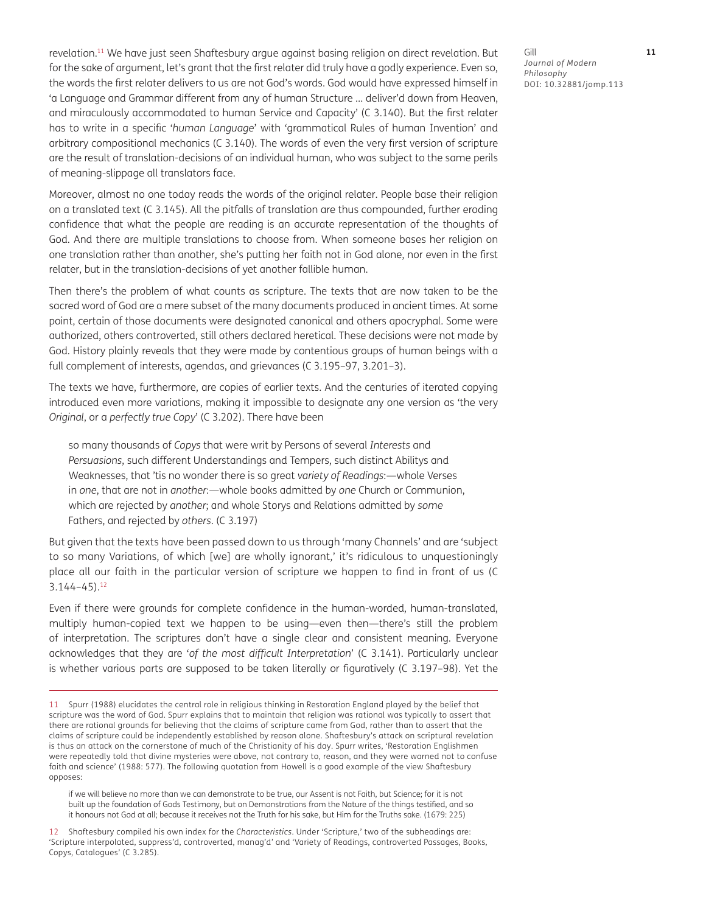revelation.[11] We have just seen Shaftesbury argue against basing religion on direct revelation. But for the sake of argument, let's grant that the first relater did truly have a godly experience. Even so, the words the first relater delivers to us are not God's words. God would have expressed himself in 'a Language and Grammar different from any of human Structure … deliver'd down from Heaven, and miraculously accommodated to human Service and Capacity' (C 3.140). But the first relater has to write in a specific '*human Language*' with 'grammatical Rules of human Invention' and arbitrary compositional mechanics (C 3.140). The words of even the very first version of scripture are the result of translation-decisions of an individual human, who was subject to the same perils of meaning-slippage all translators face.

Moreover, almost no one today reads the words of the original relater. People base their religion on a translated text (C 3.145). All the pitfalls of translation are thus compounded, further eroding confidence that what the people are reading is an accurate representation of the thoughts of God. And there are multiple translations to choose from. When someone bases her religion on one translation rather than another, she's putting her faith not in God alone, nor even in the first relater, but in the translation-decisions of yet another fallible human.

Then there's the problem of what counts as scripture. The texts that are now taken to be the sacred word of God are a mere subset of the many documents produced in ancient times. At some point, certain of those documents were designated canonical and others apocryphal. Some were authorized, others controverted, still others declared heretical. These decisions were not made by God. History plainly reveals that they were made by contentious groups of human beings with a full complement of interests, agendas, and grievances (C 3.195–97, 3.201–3).

The texts we have, furthermore, are copies of earlier texts. And the centuries of iterated copying introduced even more variations, making it impossible to designate any one version as 'the very *Original*, or a *perfectly true Copy*' (C 3.202). There have been

> so many thousands of *Copys* that were writ by Persons of several *Interests* and *Persuasions*, such different Understandings and Tempers, such distinct Abilitys and Weaknesses, that 'tis no wonder there is so great *variety of Readings*:—whole Verses in *one*, that are not in *another*:—whole books admitted by *one* Church or Communion, which are rejected by *another*; and whole Storys and Relations admitted by *some* Fathers, and rejected by *others*. (C 3.197)

But given that the texts have been passed down to us through 'many Channels' and are 'subject to so many Variations, of which [we] are wholly ignorant,' it's ridiculous to unquestioningly place all our faith in the particular version of scripture we happen to find in front of us (C 3.144–45).[12]

Even if there were grounds for complete confidence in the human-worded, human-translated, multiply human-copied text we happen to be using—even then—there's still the problem of interpretation. The scriptures don't have a single clear and consistent meaning. Everyone acknowledges that they are '*of the most difficult Interpretation*' (C 3.141). Particularly unclear is whether various parts are supposed to be taken literally or figuratively (C 3.197–98). Yet the

---

11 Spurr (1988) elucidates the central role in religious thinking in Restoration England played by the belief that scripture was the word of God. Spurr explains that to maintain that religion was rational was typically to assert that there are rational grounds for believing that the claims of scripture came from God, rather than to assert that the claims of scripture could be independently established by reason alone. Shaftesbury's attack on scriptural revelation is thus an attack on the cornerstone of much of the Christianity of his day. Spurr writes, 'Restoration Englishmen were repeatedly told that divine mysteries were above, not contrary to, reason, and they were warned not to confuse faith and science' (1988: 577). The following quotation from Howell is a good example of the view Shaftesbury opposes:

> if we will believe no more than we can demonstrate to be true, our Assent is not Faith, but Science; for it is not built up the foundation of Gods Testimony, but on Demonstrations from the Nature of the things testified, and so it honours not God at all; because it receives not the Truth for his sake, but Him for the Truths sake. (1679: 225)

12 Shaftesbury compiled his own index for the *Characteristics*. Under 'Scripture,' two of the subheadings are: 'Scripture interpolated, suppress'd, controverted, manag'd' and 'Variety of Readings, controverted Passages, Books, Copys, Catalogues' (C 3.285).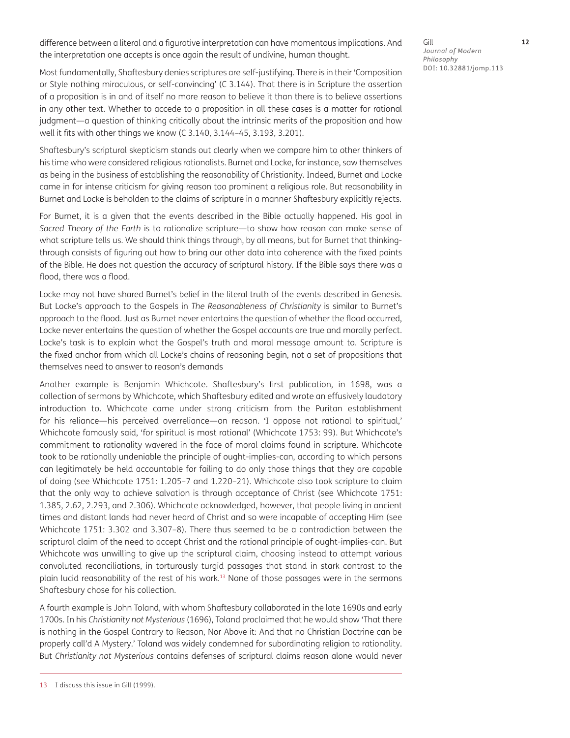difference between a literal and a figurative interpretation can have momentous implications. And the interpretation one accepts is once again the result of undivine, human thought.

Most fundamentally, Shaftesbury denies scriptures are self-justifying. There is in their 'Composition or Style nothing miraculous, or self-convincing' (C 3.144). That there is in Scripture the assertion of a proposition is in and of itself no more reason to believe it than there is to believe assertions in any other text. Whether to accede to a proposition in all these cases is a matter for rational judgment—a question of thinking critically about the intrinsic merits of the proposition and how well it fits with other things we know (C 3.140, 3.144–45, 3.193, 3.201).

Shaftesbury's scriptural skepticism stands out clearly when we compare him to other thinkers of his time who were considered religious rationalists. Burnet and Locke, for instance, saw themselves as being in the business of establishing the reasonability of Christianity. Indeed, Burnet and Locke came in for intense criticism for giving reason too prominent a religious role. But reasonability in Burnet and Locke is beholden to the claims of scripture in a manner Shaftesbury explicitly rejects.

For Burnet, it is a given that the events described in the Bible actually happened. His goal in *Sacred Theory of the Earth* is to rationalize scripture—to show how reason can make sense of what scripture tells us. We should think things through, by all means, but for Burnet that thinking-through consists of figuring out how to bring our other data into coherence with the fixed points of the Bible. He does not question the accuracy of scriptural history. If the Bible says there was a flood, there was a flood.

Locke may not have shared Burnet's belief in the literal truth of the events described in Genesis. But Locke's approach to the Gospels in *The Reasonableness of Christianity* is similar to Burnet's approach to the flood. Just as Burnet never entertains the question of whether the flood occurred, Locke never entertains the question of whether the Gospel accounts are true and morally perfect. Locke's task is to explain what the Gospel's truth and moral message amount to. Scripture is the fixed anchor from which all Locke's chains of reasoning begin, not a set of propositions that themselves need to answer to reason's demands

Another example is Benjamin Whichcote. Shaftesbury's first publication, in 1698, was a collection of sermons by Whichcote, which Shaftesbury edited and wrote an effusively laudatory introduction to. Whichcote came under strong criticism from the Puritan establishment for his reliance—his perceived overreliance—on reason. 'I oppose not rational to spiritual,' Whichcote famously said, 'for spiritual is most rational' (Whichcote 1753: 99). But Whichcote's commitment to rationality wavered in the face of moral claims found in scripture. Whichcote took to be rationally undeniable the principle of ought-implies-can, according to which persons can legitimately be held accountable for failing to do only those things that they are capable of doing (see Whichcote 1751: 1.205–7 and 1.220–21). Whichcote also took scripture to claim that the only way to achieve salvation is through acceptance of Christ (see Whichcote 1751: 1.385, 2.62, 2.293, and 2.306). Whichcote acknowledged, however, that people living in ancient times and distant lands had never heard of Christ and so were incapable of accepting Him (see Whichcote 1751: 3.302 and 3.307–8). There thus seemed to be a contradiction between the scriptural claim of the need to accept Christ and the rational principle of ought-implies-can. But Whichcote was unwilling to give up the scriptural claim, choosing instead to attempt various convoluted reconciliations, in torturously turgid passages that stand in stark contrast to the plain lucid reasonability of the rest of his work.[13] None of those passages were in the sermons Shaftesbury chose for his collection.

A fourth example is John Toland, with whom Shaftesbury collaborated in the late 1690s and early 1700s. In his *Christianity not Mysterious* (1696), Toland proclaimed that he would show 'That there is nothing in the Gospel Contrary to Reason, Nor Above it: And that no Christian Doctrine can be properly call'd A Mystery.' Toland was widely condemned for subordinating religion to rationality. But *Christianity not Mysterious* contains defenses of scriptural claims reason alone would never

13 I discuss this issue in Gill (1999).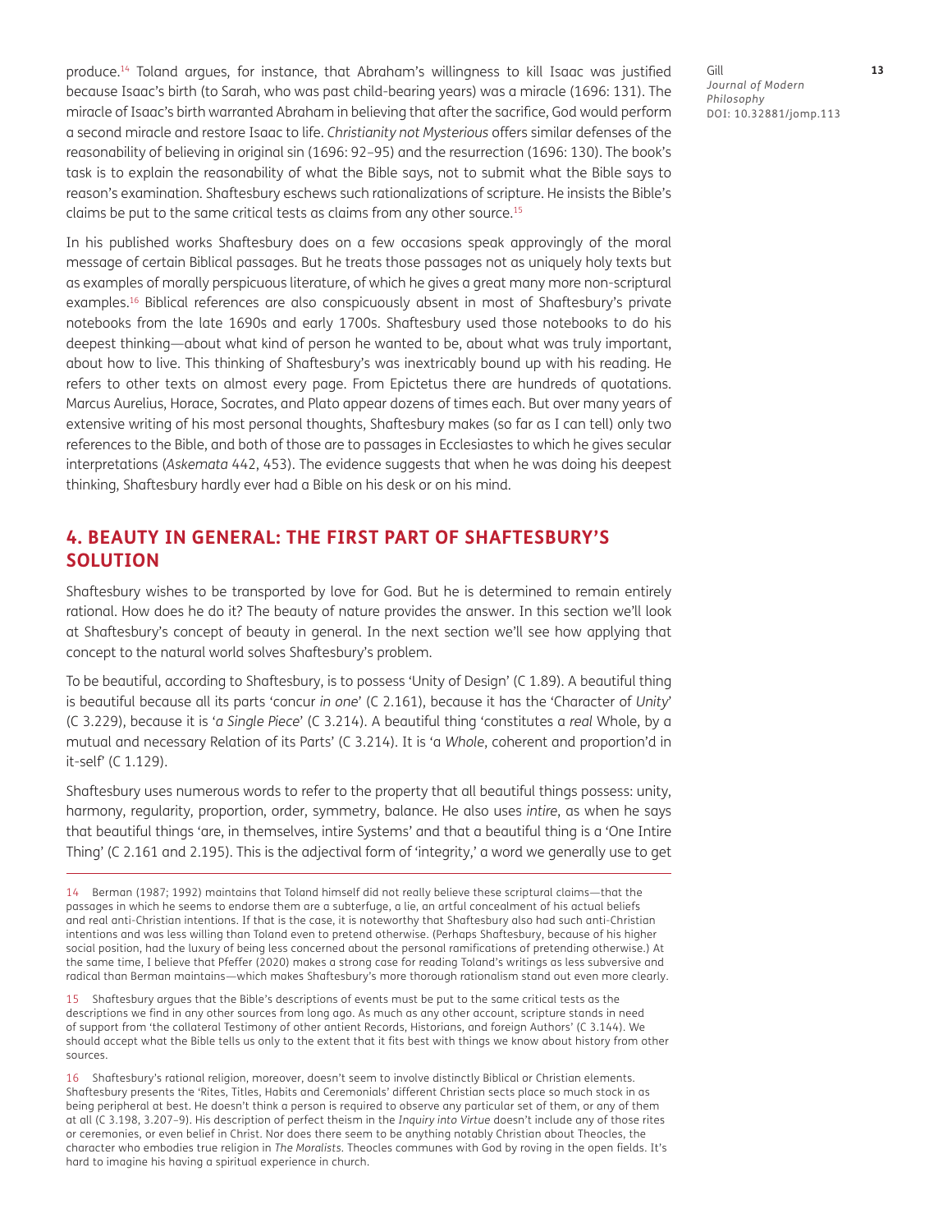produce.[14] Toland argues, for instance, that Abraham's willingness to kill Isaac was justified because Isaac's birth (to Sarah, who was past child-bearing years) was a miracle (1696: 131). The miracle of Isaac's birth warranted Abraham in believing that after the sacrifice, God would perform a second miracle and restore Isaac to life. *Christianity not Mysterious* offers similar defenses of the reasonability of believing in original sin (1696: 92–95) and the resurrection (1696: 130). The book's task is to explain the reasonability of what the Bible says, not to submit what the Bible says to reason's examination. Shaftesbury eschews such rationalizations of scripture. He insists the Bible's claims be put to the same critical tests as claims from any other source.[15]

In his published works Shaftesbury does on a few occasions speak approvingly of the moral message of certain Biblical passages. But he treats those passages not as uniquely holy texts but as examples of morally perspicuous literature, of which he gives a great many more non-scriptural examples.[16] Biblical references are also conspicuously absent in most of Shaftesbury's private notebooks from the late 1690s and early 1700s. Shaftesbury used those notebooks to do his deepest thinking—about what kind of person he wanted to be, about what was truly important, about how to live. This thinking of Shaftesbury's was inextricably bound up with his reading. He refers to other texts on almost every page. From Epictetus there are hundreds of quotations. Marcus Aurelius, Horace, Socrates, and Plato appear dozens of times each. But over many years of extensive writing of his most personal thoughts, Shaftesbury makes (so far as I can tell) only two references to the Bible, and both of those are to passages in Ecclesiastes to which he gives secular interpretations (*Askemata* 442, 453). The evidence suggests that when he was doing his deepest thinking, Shaftesbury hardly ever had a Bible on his desk or on his mind.

## 4. BEAUTY IN GENERAL: THE FIRST PART OF SHAFTESBURY'S SOLUTION

Shaftesbury wishes to be transported by love for God. But he is determined to remain entirely rational. How does he do it? The beauty of nature provides the answer. In this section we'll look at Shaftesbury's concept of beauty in general. In the next section we'll see how applying that concept to the natural world solves Shaftesbury's problem.

To be beautiful, according to Shaftesbury, is to possess 'Unity of Design' (C 1.89). A beautiful thing is beautiful because all its parts 'concur *in one*' (C 2.161), because it has the 'Character of *Unity*' (C 3.229), because it is '*a Single Piece*' (C 3.214). A beautiful thing 'constitutes a *real* Whole, by a mutual and necessary Relation of its Parts' (C 3.214). It is 'a *Whole*, coherent and proportion'd in it-self' (C 1.129).

Shaftesbury uses numerous words to refer to the property that all beautiful things possess: unity, harmony, regularity, proportion, order, symmetry, balance. He also uses *intire*, as when he says that beautiful things 'are, in themselves, intire Systems' and that a beautiful thing is a 'One Intire Thing' (C 2.161 and 2.195). This is the adjectival form of 'integrity,' a word we generally use to get

---

14 Berman (1987; 1992) maintains that Toland himself did not really believe these scriptural claims—that the passages in which he seems to endorse them are a subterfuge, a lie, an artful concealment of his actual beliefs and real anti-Christian intentions. If that is the case, it is noteworthy that Shaftesbury also had such anti-Christian intentions and was less willing than Toland even to pretend otherwise. (Perhaps Shaftesbury, because of his higher social position, had the luxury of being less concerned about the personal ramifications of pretending otherwise.) At the same time, I believe that Pfeffer (2020) makes a strong case for reading Toland's writings as less subversive and radical than Berman maintains—which makes Shaftesbury's more thorough rationalism stand out even more clearly.

15 Shaftesbury argues that the Bible's descriptions of events must be put to the same critical tests as the descriptions we find in any other sources from long ago. As much as any other account, scripture stands in need of support from 'the collateral Testimony of other antient Records, Historians, and foreign Authors' (C 3.144). We should accept what the Bible tells us only to the extent that it fits best with things we know about history from other sources.

16 Shaftesbury's rational religion, moreover, doesn't seem to involve distinctly Biblical or Christian elements. Shaftesbury presents the 'Rites, Titles, Habits and Ceremonials' different Christian sects place so much stock in as being peripheral at best. He doesn't think a person is required to observe any particular set of them, or any of them at all (C 3.198, 3.207–9). His description of perfect theism in the *Inquiry into Virtue* doesn't include any of those rites or ceremonies, or even belief in Christ. Nor does there seem to be anything notably Christian about Theocles, the character who embodies true religion in *The Moralists*. Theocles communes with God by roving in the open fields. It's hard to imagine his having a spiritual experience in church.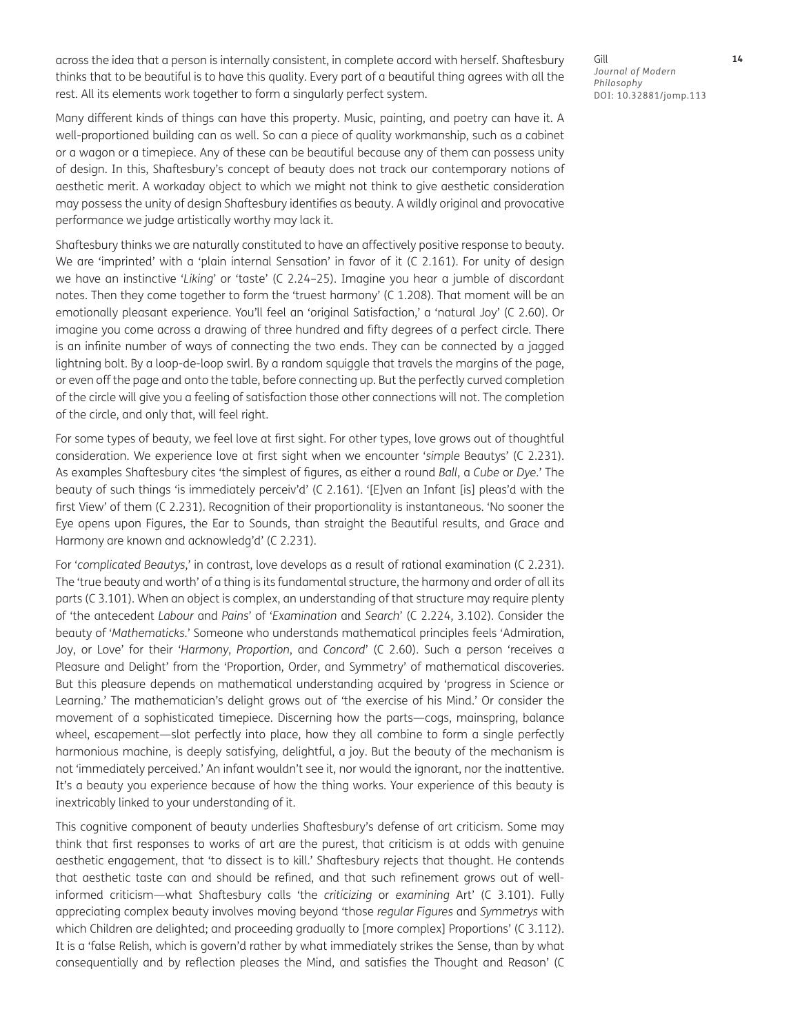across the idea that a person is internally consistent, in complete accord with herself. Shaftesbury thinks that to be beautiful is to have this quality. Every part of a beautiful thing agrees with all the rest. All its elements work together to form a singularly perfect system.

Many different kinds of things can have this property. Music, painting, and poetry can have it. A well-proportioned building can as well. So can a piece of quality workmanship, such as a cabinet or a wagon or a timepiece. Any of these can be beautiful because any of them can possess unity of design. In this, Shaftesbury's concept of beauty does not track our contemporary notions of aesthetic merit. A workaday object to which we might not think to give aesthetic consideration may possess the unity of design Shaftesbury identifies as beauty. A wildly original and provocative performance we judge artistically worthy may lack it.

Shaftesbury thinks we are naturally constituted to have an affectively positive response to beauty. We are 'imprinted' with a 'plain internal Sensation' in favor of it (C 2.161). For unity of design we have an instinctive '*Liking*' or 'taste' (C 2.24–25). Imagine you hear a jumble of discordant notes. Then they come together to form the 'truest harmony' (C 1.208). That moment will be an emotionally pleasant experience. You'll feel an 'original Satisfaction,' a 'natural Joy' (C 2.60). Or imagine you come across a drawing of three hundred and fifty degrees of a perfect circle. There is an infinite number of ways of connecting the two ends. They can be connected by a jagged lightning bolt. By a loop-de-loop swirl. By a random squiggle that travels the margins of the page, or even off the page and onto the table, before connecting up. But the perfectly curved completion of the circle will give you a feeling of satisfaction those other connections will not. The completion of the circle, and only that, will feel right.

For some types of beauty, we feel love at first sight. For other types, love grows out of thoughtful consideration. We experience love at first sight when we encounter '*simple* Beautys' (C 2.231). As examples Shaftesbury cites 'the simplest of figures, as either a round *Ball*, a *Cube* or *Dye*.' The beauty of such things 'is immediately perceiv'd' (C 2.161). '[E]ven an Infant [is] pleas'd with the first View' of them (C 2.231). Recognition of their proportionality is instantaneous. 'No sooner the Eye opens upon Figures, the Ear to Sounds, than straight the Beautiful results, and Grace and Harmony are known and acknowledg'd' (C 2.231).

For '*complicated Beautys*,' in contrast, love develops as a result of rational examination (C 2.231). The 'true beauty and worth' of a thing is its fundamental structure, the harmony and order of all its parts (C 3.101). When an object is complex, an understanding of that structure may require plenty of 'the antecedent *Labour* and *Pains*' of '*Examination* and *Search*' (C 2.224, 3.102). Consider the beauty of '*Mathematicks*.' Someone who understands mathematical principles feels 'Admiration, Joy, or Love' for their '*Harmony*, *Proportion*, and *Concord*' (C 2.60). Such a person 'receives a Pleasure and Delight' from the 'Proportion, Order, and Symmetry' of mathematical discoveries. But this pleasure depends on mathematical understanding acquired by 'progress in Science or Learning.' The mathematician's delight grows out of 'the exercise of his Mind.' Or consider the movement of a sophisticated timepiece. Discerning how the parts—cogs, mainspring, balance wheel, escapement—slot perfectly into place, how they all combine to form a single perfectly harmonious machine, is deeply satisfying, delightful, a joy. But the beauty of the mechanism is not 'immediately perceived.' An infant wouldn't see it, nor would the ignorant, nor the inattentive. It's a beauty you experience because of how the thing works. Your experience of this beauty is inextricably linked to your understanding of it.

This cognitive component of beauty underlies Shaftesbury's defense of art criticism. Some may think that first responses to works of art are the purest, that criticism is at odds with genuine aesthetic engagement, that 'to dissect is to kill.' Shaftesbury rejects that thought. He contends that aesthetic taste can and should be refined, and that such refinement grows out of well-informed criticism—what Shaftesbury calls 'the *criticizing* or *examining* Art' (C 3.101). Fully appreciating complex beauty involves moving beyond 'those *regular Figures* and *Symmetrys* with which Children are delighted; and proceeding gradually to [more complex] Proportions' (C 3.112). It is a 'false Relish, which is govern'd rather by what immediately strikes the Sense, than by what consequentially and by reflection pleases the Mind, and satisfies the Thought and Reason' (C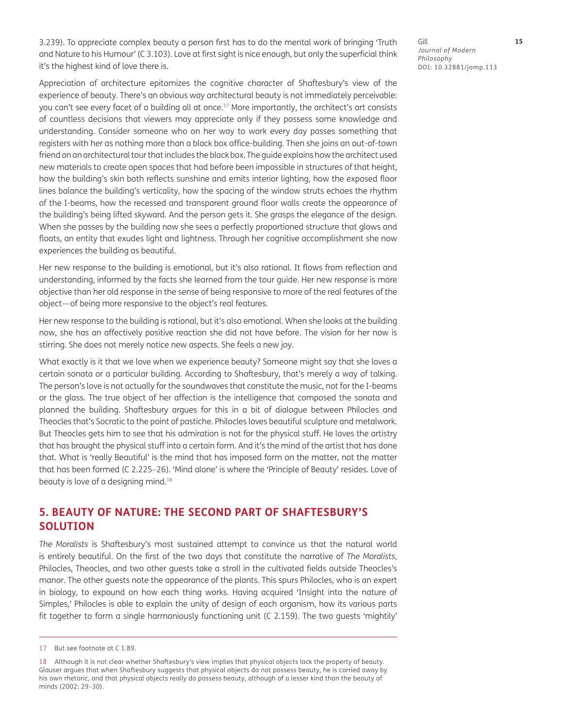3.239). To appreciate complex beauty a person first has to do the mental work of bringing 'Truth and Nature to his Humour' (C 3.103). Love at first sight is nice enough, but only the superficial think it's the highest kind of love there is.

Appreciation of architecture epitomizes the cognitive character of Shaftesbury's view of the experience of beauty. There's an obvious way architectural beauty is not immediately perceivable: you can't see every facet of a building all at once.[17] More importantly, the architect's art consists of countless decisions that viewers may appreciate only if they possess some knowledge and understanding. Consider someone who on her way to work every day passes something that registers with her as nothing more than a black box office-building. Then she joins an out-of-town friend on an architectural tour that includes the black box. The guide explains how the architect used new materials to create open spaces that had before been impossible in structures of that height, how the building's skin both reflects sunshine and emits interior lighting, how the exposed floor lines balance the building's verticality, how the spacing of the window struts echoes the rhythm of the I-beams, how the recessed and transparent ground floor walls create the appearance of the building's being lifted skyward. And the person gets it. She grasps the elegance of the design. When she passes by the building now she sees a perfectly proportioned structure that glows and floats, an entity that exudes light and lightness. Through her cognitive accomplishment she now experiences the building as beautiful.

Her new response to the building is emotional, but it's also rational. It flows from reflection and understanding, informed by the facts she learned from the tour guide. Her new response is more objective than her old response in the sense of being responsive to more of the real features of the object—of being more responsive to the object's real features.

Her new response to the building is rational, but it's also emotional. When she looks at the building now, she has an affectively positive reaction she did not have before. The vision for her now is stirring. She does not merely notice new aspects. She feels a new joy.

What exactly is it that we love when we experience beauty? Someone might say that she loves a certain sonata or a particular building. According to Shaftesbury, that's merely a way of talking. The person's love is not actually for the soundwaves that constitute the music, not for the I-beams or the glass. The true object of her affection is the intelligence that composed the sonata and planned the building. Shaftesbury argues for this in a bit of dialogue between Philocles and Theocles that's Socratic to the point of pastiche. Philocles loves beautiful sculpture and metalwork. But Theocles gets him to see that his admiration is not for the physical stuff. He loves the artistry that has brought the physical stuff into a certain form. And it's the mind of the artist that has done that. What is 'really Beautiful' is the mind that has imposed form on the matter, not the matter that has been formed (C 2.225–26). 'Mind alone' is where the 'Principle of Beauty' resides. Love of beauty is love of a designing mind.[18]

## 5. BEAUTY OF NATURE: THE SECOND PART OF SHAFTESBURY'S SOLUTION

*The Moralists* is Shaftesbury's most sustained attempt to convince us that the natural world is entirely beautiful. On the first of the two days that constitute the narrative of *The Moralists*, Philocles, Theocles, and two other guests take a stroll in the cultivated fields outside Theocles's manor. The other guests note the appearance of the plants. This spurs Philocles, who is an expert in biology, to expound on how each thing works. Having acquired 'Insight into the nature of Simples,' Philocles is able to explain the unity of design of each organism, how its various parts fit together to form a single harmoniously functioning unit (C 2.159). The two guests 'mightily'

---

17 But see footnote at C 1.89.

18 Although it is not clear whether Shaftesbury's view implies that physical objects lack the property of beauty. Glauser argues that when Shaftesbury suggests that physical objects do not possess beauty, he is carried away by his own rhetoric, and that physical objects really do possess beauty, although of a lesser kind than the beauty of minds (2002: 29–30).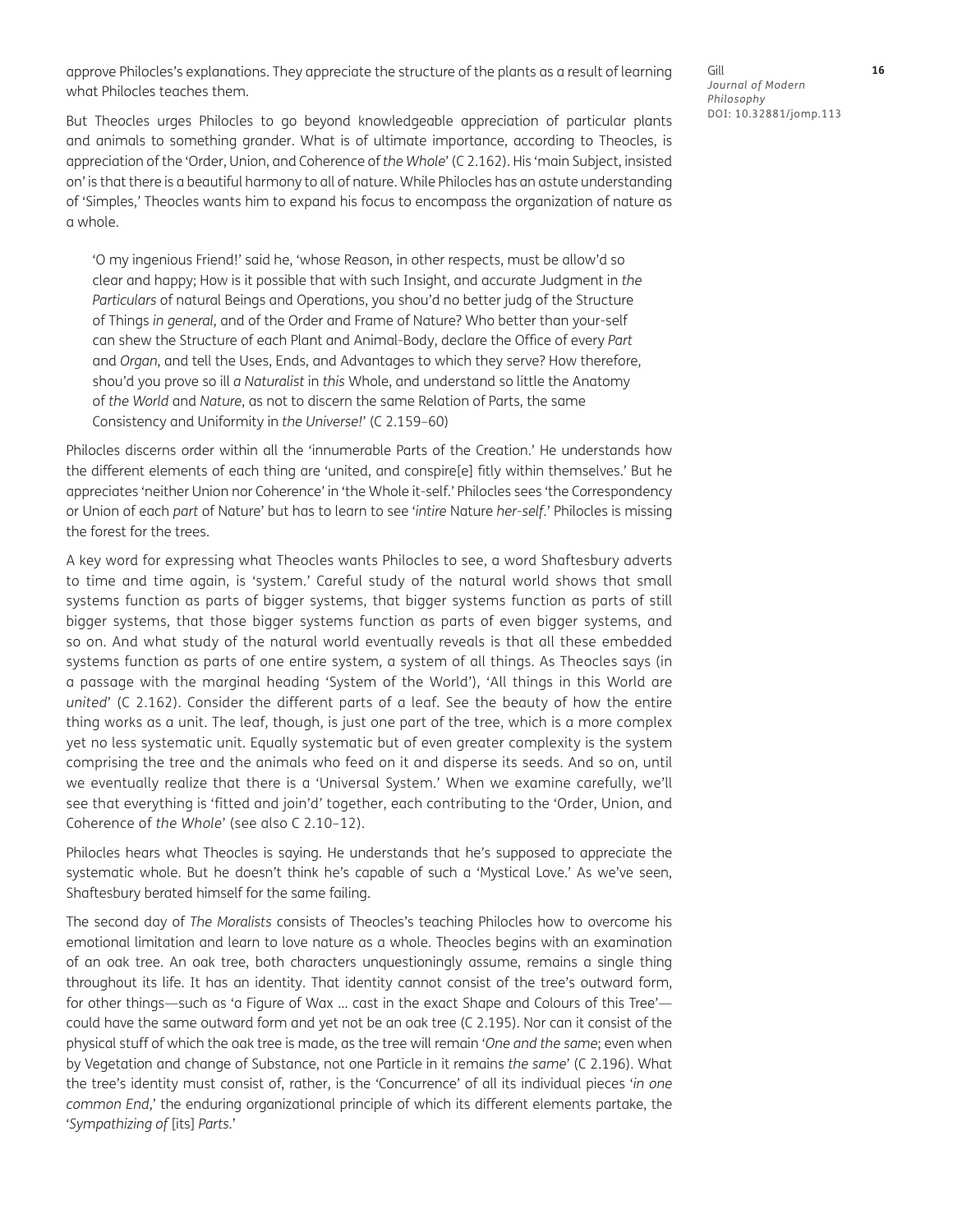approve Philocles's explanations. They appreciate the structure of the plants as a result of learning what Philocles teaches them.

But Theocles urges Philocles to go beyond knowledgeable appreciation of particular plants and animals to something grander. What is of ultimate importance, according to Theocles, is appreciation of the 'Order, Union, and Coherence of *the Whole*' (C 2.162). His 'main Subject, insisted on' is that there is a beautiful harmony to all of nature. While Philocles has an astute understanding of 'Simples,' Theocles wants him to expand his focus to encompass the organization of nature as a whole.

> 'O my ingenious Friend!' said he, 'whose Reason, in other respects, must be allow'd so clear and happy; How is it possible that with such Insight, and accurate Judgment in *the Particulars* of natural Beings and Operations, you shou'd no better judg of the Structure of Things *in general*, and of the Order and Frame of Nature? Who better than your-self can shew the Structure of each Plant and Animal-Body, declare the Office of every *Part* and *Organ*, and tell the Uses, Ends, and Advantages to which they serve? How therefore, shou'd you prove so ill *a Naturalist* in *this* Whole, and understand so little the Anatomy of *the World* and *Nature*, as not to discern the same Relation of Parts, the same Consistency and Uniformity in *the Universe!*' (C 2.159–60)

Philocles discerns order within all the 'innumerable Parts of the Creation.' He understands how the different elements of each thing are 'united, and conspire[e] fitly within themselves.' But he appreciates 'neither Union nor Coherence' in 'the Whole it-self.' Philocles sees 'the Correspondency or Union of each *part* of Nature' but has to learn to see '*intire* Nature *her-self*.' Philocles is missing the forest for the trees.

A key word for expressing what Theocles wants Philocles to see, a word Shaftesbury adverts to time and time again, is 'system.' Careful study of the natural world shows that small systems function as parts of bigger systems, that bigger systems function as parts of still bigger systems, that those bigger systems function as parts of even bigger systems, and so on. And what study of the natural world eventually reveals is that all these embedded systems function as parts of one entire system, a system of all things. As Theocles says (in a passage with the marginal heading 'System of the World'), 'All things in this World are *united*' (C 2.162). Consider the different parts of a leaf. See the beauty of how the entire thing works as a unit. The leaf, though, is just one part of the tree, which is a more complex yet no less systematic unit. Equally systematic but of even greater complexity is the system comprising the tree and the animals who feed on it and disperse its seeds. And so on, until we eventually realize that there is a 'Universal System.' When we examine carefully, we'll see that everything is 'fitted and join'd' together, each contributing to the 'Order, Union, and Coherence of *the Whole*' (see also C 2.10–12).

Philocles hears what Theocles is saying. He understands that he's supposed to appreciate the systematic whole. But he doesn't think he's capable of such a 'Mystical Love.' As we've seen, Shaftesbury berated himself for the same failing.

The second day of *The Moralists* consists of Theocles's teaching Philocles how to overcome his emotional limitation and learn to love nature as a whole. Theocles begins with an examination of an oak tree. An oak tree, both characters unquestioningly assume, remains a single thing throughout its life. It has an identity. That identity cannot consist of the tree's outward form, for other things—such as 'a Figure of Wax … cast in the exact Shape and Colours of this Tree'—could have the same outward form and yet not be an oak tree (C 2.195). Nor can it consist of the physical stuff of which the oak tree is made, as the tree will remain '*One and the same*; even when by Vegetation and change of Substance, not one Particle in it remains *the same*' (C 2.196). What the tree's identity must consist of, rather, is the 'Concurrence' of all its individual pieces '*in one common End*,' the enduring organizational principle of which its different elements partake, the '*Sympathizing of* [its] *Parts*.'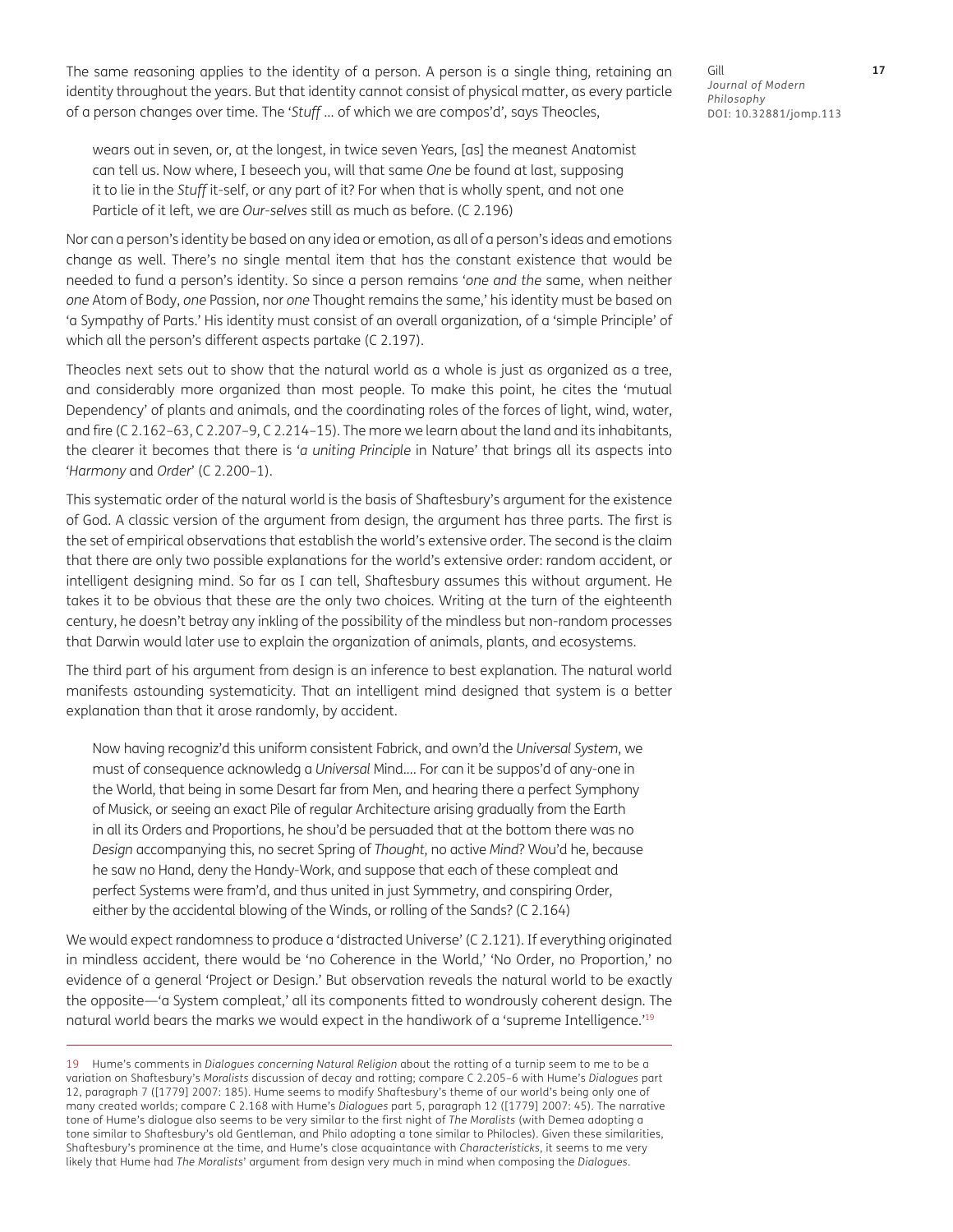The same reasoning applies to the identity of a person. A person is a single thing, retaining an identity throughout the years. But that identity cannot consist of physical matter, as every particle of a person changes over time. The '*Stuff* … of which we are compos'd', says Theocles,

> wears out in seven, or, at the longest, in twice seven Years, [as] the meanest Anatomist can tell us. Now where, I beseech you, will that same *One* be found at last, supposing it to lie in the *Stuff* it-self, or any part of it? For when that is wholly spent, and not one Particle of it left, we are *Our-selves* still as much as before. (C 2.196)

Nor can a person's identity be based on any idea or emotion, as all of a person's ideas and emotions change as well. There's no single mental item that has the constant existence that would be needed to fund a person's identity. So since a person remains '*one and the* same, when neither *one* Atom of Body, *one* Passion, nor *one* Thought remains the same,' his identity must be based on 'a Sympathy of Parts.' His identity must consist of an overall organization, of a 'simple Principle' of which all the person's different aspects partake (C 2.197).

Theocles next sets out to show that the natural world as a whole is just as organized as a tree, and considerably more organized than most people. To make this point, he cites the 'mutual Dependency' of plants and animals, and the coordinating roles of the forces of light, wind, water, and fire (C 2.162–63, C 2.207–9, C 2.214–15). The more we learn about the land and its inhabitants, the clearer it becomes that there is '*a uniting Principle* in Nature' that brings all its aspects into '*Harmony* and *Order*' (C 2.200–1).

This systematic order of the natural world is the basis of Shaftesbury's argument for the existence of God. A classic version of the argument from design, the argument has three parts. The first is the set of empirical observations that establish the world's extensive order. The second is the claim that there are only two possible explanations for the world's extensive order: random accident, or intelligent designing mind. So far as I can tell, Shaftesbury assumes this without argument. He takes it to be obvious that these are the only two choices. Writing at the turn of the eighteenth century, he doesn't betray any inkling of the possibility of the mindless but non-random processes that Darwin would later use to explain the organization of animals, plants, and ecosystems.

The third part of his argument from design is an inference to best explanation. The natural world manifests astounding systematicity. That an intelligent mind designed that system is a better explanation than that it arose randomly, by accident.

> Now having recogniz'd this uniform consistent Fabrick, and own'd the *Universal System*, we must of consequence acknowledg a *Universal* Mind…. For can it be suppos'd of any-one in the World, that being in some Desart far from Men, and hearing there a perfect Symphony of Musick, or seeing an exact Pile of regular Architecture arising gradually from the Earth in all its Orders and Proportions, he shou'd be persuaded that at the bottom there was no *Design* accompanying this, no secret Spring of *Thought*, no active *Mind*? Wou'd he, because he saw no Hand, deny the Handy-Work, and suppose that each of these compleat and perfect Systems were fram'd, and thus united in just Symmetry, and conspiring Order, either by the accidental blowing of the Winds, or rolling of the Sands? (C 2.164)

We would expect randomness to produce a 'distracted Universe' (C 2.121). If everything originated in mindless accident, there would be 'no Coherence in the World,' 'No Order, no Proportion,' no evidence of a general 'Project or Design.' But observation reveals the natural world to be exactly the opposite—'a System compleat,' all its components fitted to wondrously coherent design. The natural world bears the marks we would expect in the handiwork of a 'supreme Intelligence.'[19]

---

19 Hume's comments in *Dialogues concerning Natural Religion* about the rotting of a turnip seem to me to be a variation on Shaftesbury's *Moralists* discussion of decay and rotting; compare C 2.205–6 with Hume's *Dialogues* part 12, paragraph 7 ([1779] 2007: 185). Hume seems to modify Shaftesbury's theme of our world's being only one of many created worlds; compare C 2.168 with Hume's *Dialogues* part 5, paragraph 12 ([1779] 2007: 45). The narrative tone of Hume's dialogue also seems to be very similar to the first night of *The Moralists* (with Demea adopting a tone similar to Shaftesbury's old Gentleman, and Philo adopting a tone similar to Philocles). Given these similarities, Shaftesbury's prominence at the time, and Hume's close acquaintance with *Characteristicks*, it seems to me very likely that Hume had *The Moralists*' argument from design very much in mind when composing the *Dialogues*.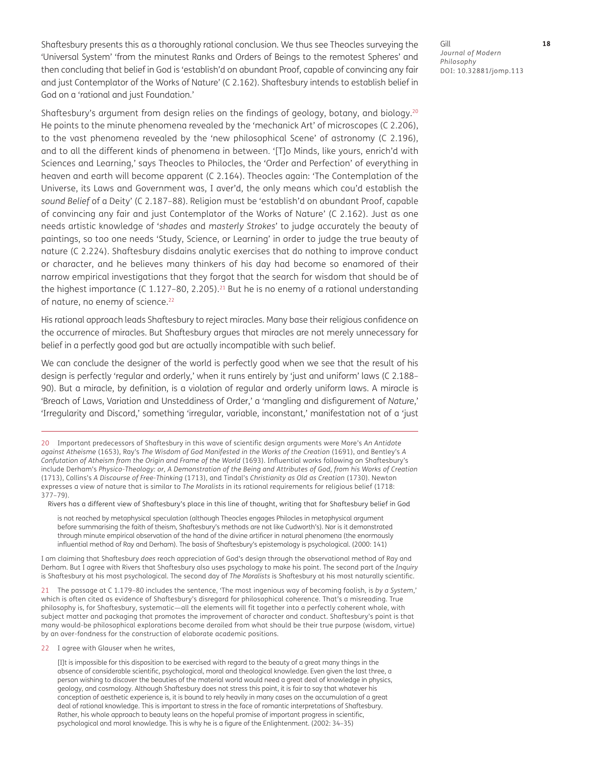Shaftesbury presents this as a thoroughly rational conclusion. We thus see Theocles surveying the 'Universal System' 'from the minutest Ranks and Orders of Beings to the remotest Spheres' and then concluding that belief in God is 'establish'd on abundant Proof, capable of convincing any fair and just Contemplator of the Works of Nature' (C 2.162). Shaftesbury intends to establish belief in God on a 'rational and just Foundation.'

Shaftesbury's argument from design relies on the findings of geology, botany, and biology.[20] He points to the minute phenomena revealed by the 'mechanick Art' of microscopes (C 2.206), to the vast phenomena revealed by the 'new philosophical Scene' of astronomy (C 2.196), and to all the different kinds of phenomena in between. '[T]o Minds, like yours, enrich'd with Sciences and Learning,' says Theocles to Philocles, the 'Order and Perfection' of everything in heaven and earth will become apparent (C 2.164). Theocles again: 'The Contemplation of the Universe, its Laws and Government was, I aver'd, the only means which cou'd establish the *sound Belief* of a Deity' (C 2.187–88). Religion must be 'establish'd on abundant Proof, capable of convincing any fair and just Contemplator of the Works of Nature' (C 2.162). Just as one needs artistic knowledge of '*shades* and *masterly Strokes*' to judge accurately the beauty of paintings, so too one needs 'Study, Science, or Learning' in order to judge the true beauty of nature (C 2.224). Shaftesbury disdains analytic exercises that do nothing to improve conduct or character, and he believes many thinkers of his day had become so enamored of their narrow empirical investigations that they forgot that the search for wisdom that should be of the highest importance (C 1.127–80, 2.205).[21] But he is no enemy of a rational understanding of nature, no enemy of science.[22]

His rational approach leads Shaftesbury to reject miracles. Many base their religious confidence on the occurrence of miracles. But Shaftesbury argues that miracles are not merely unnecessary for belief in a perfectly good god but are actually incompatible with such belief.

We can conclude the designer of the world is perfectly good when we see that the result of his design is perfectly 'regular and orderly,' when it runs entirely by 'just and uniform' laws (C 2.188–90). But a miracle, by definition, is a violation of regular and orderly uniform laws. A miracle is 'Breach of Laws, Variation and Unsteddiness of Order,' a 'mangling and disfigurement of *Nature*,' 'Irregularity and Discord,' something 'irregular, variable, inconstant,' manifestation not of a 'just

---

20 Important predecessors of Shaftesbury in this wave of scientific design arguments were More's *An Antidote against Atheisme* (1653), Ray's *The Wisdom of God Manifested in the Works of the Creation* (1691), and Bentley's *A Confutation of Atheism from the Origin and Frame of the World* (1693). Influential works following on Shaftesbury's include Derham's *Physico-Theology: or, A Demonstration of the Being and Attributes of God, from his Works of Creation* (1713), Collins's *A Discourse of Free-Thinking* (1713), and Tindal's *Christianity as Old as Creation* (1730). Newton expresses a view of nature that is similar to *The Moralists* in its rational requirements for religious belief (1718: 377–79).

Rivers has a different view of Shaftesbury's place in this line of thought, writing that for Shaftesbury belief in God

> is not reached by metaphysical speculation (although Theocles engages Philocles in metaphysical argument before summarising the faith of theism, Shaftesbury's methods are not like Cudworth's). Nor is it demonstrated through minute empirical observation of the hand of the divine artificer in natural phenomena (the enormously influential method of Ray and Derham). The basis of Shaftesbury's epistemology is psychological. (2000: 141)

I am claiming that Shaftesbury *does* reach appreciation of God's design through the observational method of Ray and Derham. But I agree with Rivers that Shaftesbury also uses psychology to make his point. The second part of the *Inquiry* is Shaftesbury at his most psychological. The second day of *The Moralists* is Shaftesbury at his most naturally scientific.

21 The passage at C 1.179–80 includes the sentence, 'The most ingenious way of becoming foolish, is *by a System*,' which is often cited as evidence of Shaftesbury's disregard for philosophical coherence. That's a misreading. True philosophy is, for Shaftesbury, systematic—all the elements will fit together into a perfectly coherent whole, with subject matter and packaging that promotes the improvement of character and conduct. Shaftesbury's point is that many would-be philosophical explorations become derailed from what should be their true purpose (wisdom, virtue) by an over-fondness for the construction of elaborate academic positions.

22 I agree with Glauser when he writes,

> [I]t is impossible for this disposition to be exercised with regard to the beauty of a great many things in the absence of considerable scientific, psychological, moral and theological knowledge. Even given the last three, a person wishing to discover the beauties of the material world would need a great deal of knowledge in physics, geology, and cosmology. Although Shaftesbury does not stress this point, it is fair to say that whatever his conception of aesthetic experience is, it is bound to rely heavily in many cases on the accumulation of a great deal of rational knowledge. This is important to stress in the face of romantic interpretations of Shaftesbury. Rather, his whole approach to beauty leans on the hopeful promise of important progress in scientific, psychological and moral knowledge. This is why he is a figure of the Enlightenment. (2002: 34–35)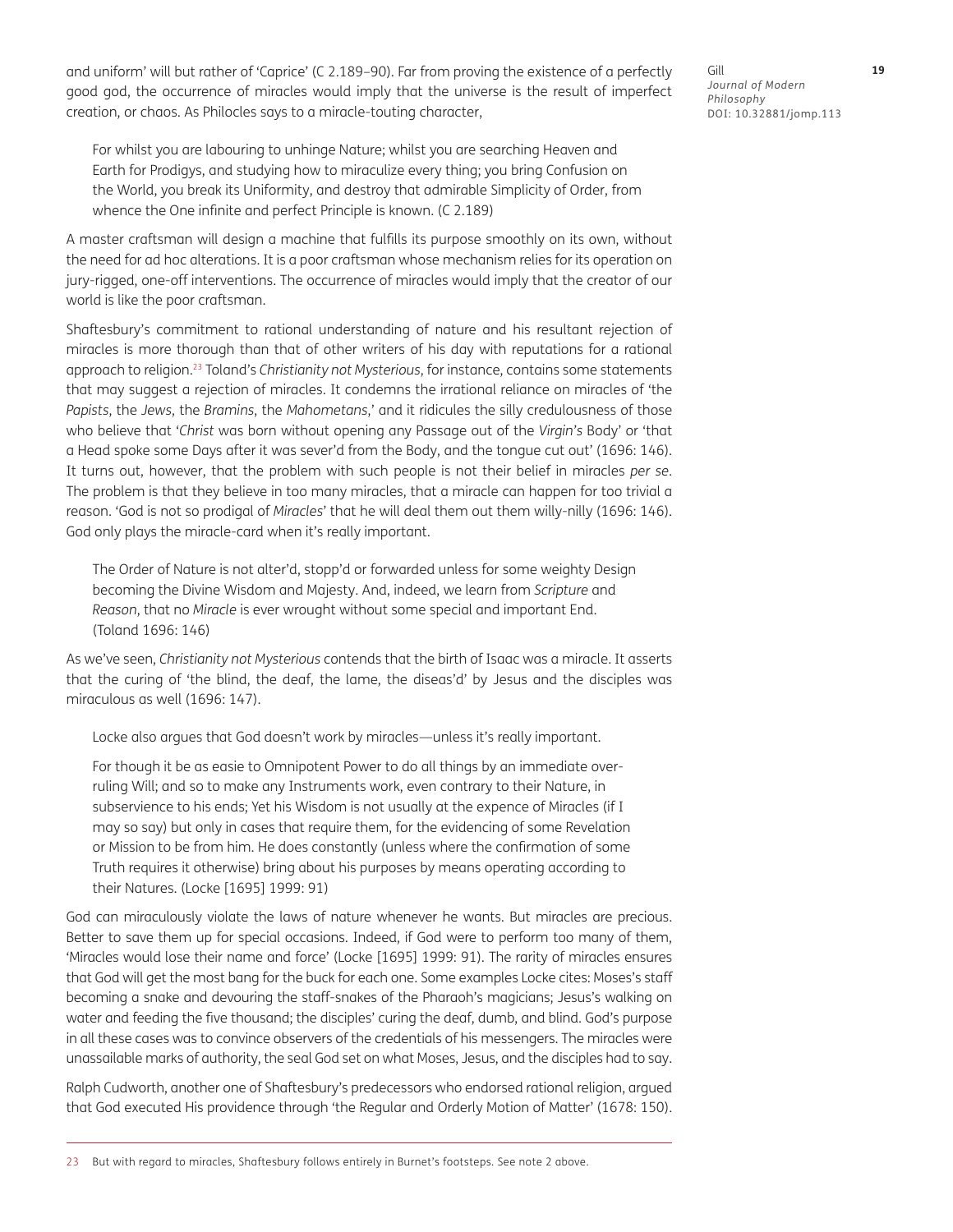and uniform' will but rather of 'Caprice' (C 2.189–90). Far from proving the existence of a perfectly good god, the occurrence of miracles would imply that the universe is the result of imperfect creation, or chaos. As Philocles says to a miracle-touting character,

> For whilst you are labouring to unhinge Nature; whilst you are searching Heaven and Earth for Prodigys, and studying how to miraculize every thing; you bring Confusion on the World, you break its Uniformity, and destroy that admirable Simplicity of Order, from whence the One infinite and perfect Principle is known. (C 2.189)

A master craftsman will design a machine that fulfills its purpose smoothly on its own, without the need for ad hoc alterations. It is a poor craftsman whose mechanism relies for its operation on jury-rigged, one-off interventions. The occurrence of miracles would imply that the creator of our world is like the poor craftsman.

Shaftesbury's commitment to rational understanding of nature and his resultant rejection of miracles is more thorough than that of other writers of his day with reputations for a rational approach to religion.[23] Toland's *Christianity not Mysterious*, for instance, contains some statements that may suggest a rejection of miracles. It condemns the irrational reliance on miracles of 'the *Papists*, the *Jews*, the *Bramins*, the *Mahometans*,' and it ridicules the silly credulousness of those who believe that '*Christ* was born without opening any Passage out of the *Virgin's* Body' or 'that a Head spoke some Days after it was sever'd from the Body, and the tongue cut out' (1696: 146). It turns out, however, that the problem with such people is not their belief in miracles *per se*. The problem is that they believe in too many miracles, that a miracle can happen for too trivial a reason. 'God is not so prodigal of *Miracles*' that he will deal them out them willy-nilly (1696: 146). God only plays the miracle-card when it's really important.

> The Order of Nature is not alter'd, stopp'd or forwarded unless for some weighty Design becoming the Divine Wisdom and Majesty. And, indeed, we learn from *Scripture* and *Reason*, that no *Miracle* is ever wrought without some special and important End. (Toland 1696: 146)

As we've seen, *Christianity not Mysterious* contends that the birth of Isaac was a miracle. It asserts that the curing of 'the blind, the deaf, the lame, the diseas'd' by Jesus and the disciples was miraculous as well (1696: 147).

Locke also argues that God doesn't work by miracles—unless it's really important.

> For though it be as easie to Omnipotent Power to do all things by an immediate over-ruling Will; and so to make any Instruments work, even contrary to their Nature, in subservience to his ends; Yet his Wisdom is not usually at the expence of Miracles (if I may so say) but only in cases that require them, for the evidencing of some Revelation or Mission to be from him. He does constantly (unless where the confirmation of some Truth requires it otherwise) bring about his purposes by means operating according to their Natures. (Locke [1695] 1999: 91)

God can miraculously violate the laws of nature whenever he wants. But miracles are precious. Better to save them up for special occasions. Indeed, if God were to perform too many of them, 'Miracles would lose their name and force' (Locke [1695] 1999: 91). The rarity of miracles ensures that God will get the most bang for the buck for each one. Some examples Locke cites: Moses's staff becoming a snake and devouring the staff-snakes of the Pharaoh's magicians; Jesus's walking on water and feeding the five thousand; the disciples' curing the deaf, dumb, and blind. God's purpose in all these cases was to convince observers of the credentials of his messengers. The miracles were unassailable marks of authority, the seal God set on what Moses, Jesus, and the disciples had to say.

Ralph Cudworth, another one of Shaftesbury's predecessors who endorsed rational religion, argued that God executed His providence through 'the Regular and Orderly Motion of Matter' (1678: 150).

---

23 But with regard to miracles, Shaftesbury follows entirely in Burnet's footsteps. See note 2 above.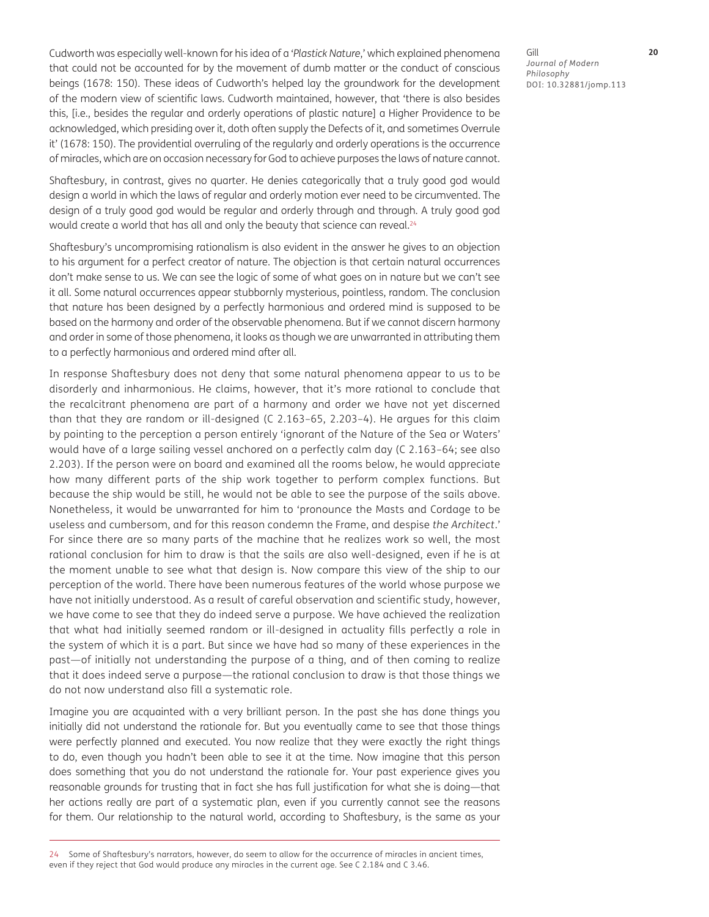Cudworth was especially well-known for his idea of a *'Plastick Nature,'* which explained phenomena that could not be accounted for by the movement of dumb matter or the conduct of conscious beings (1678: 150). These ideas of Cudworth's helped lay the groundwork for the development of the modern view of scientific laws. Cudworth maintained, however, that 'there is also besides this, [i.e., besides the regular and orderly operations of plastic nature] a Higher Providence to be acknowledged, which presiding over it, doth often supply the Defects of it, and sometimes Overrule it' (1678: 150). The providential overruling of the regularly and orderly operations is the occurrence of miracles, which are on occasion necessary for God to achieve purposes the laws of nature cannot.

Shaftesbury, in contrast, gives no quarter. He denies categorically that a truly good god would design a world in which the laws of regular and orderly motion ever need to be circumvented. The design of a truly good god would be regular and orderly through and through. A truly good god would create a world that has all and only the beauty that science can reveal.[24]

Shaftesbury's uncompromising rationalism is also evident in the answer he gives to an objection to his argument for a perfect creator of nature. The objection is that certain natural occurrences don't make sense to us. We can see the logic of some of what goes on in nature but we can't see it all. Some natural occurrences appear stubbornly mysterious, pointless, random. The conclusion that nature has been designed by a perfectly harmonious and ordered mind is supposed to be based on the harmony and order of the observable phenomena. But if we cannot discern harmony and order in some of those phenomena, it looks as though we are unwarranted in attributing them to a perfectly harmonious and ordered mind after all.

In response Shaftesbury does not deny that some natural phenomena appear to us to be disorderly and inharmonious. He claims, however, that it's more rational to conclude that the recalcitrant phenomena are part of a harmony and order we have not yet discerned than that they are random or ill-designed (C 2.163–65, 2.203–4). He argues for this claim by pointing to the perception a person entirely 'ignorant of the Nature of the Sea or Waters' would have of a large sailing vessel anchored on a perfectly calm day (C 2.163–64; see also 2.203). If the person were on board and examined all the rooms below, he would appreciate how many different parts of the ship work together to perform complex functions. But because the ship would be still, he would not be able to see the purpose of the sails above. Nonetheless, it would be unwarranted for him to 'pronounce the Masts and Cordage to be useless and cumbersom, and for this reason condemn the Frame, and despise *the Architect*.' For since there are so many parts of the machine that he realizes work so well, the most rational conclusion for him to draw is that the sails are also well-designed, even if he is at the moment unable to see what that design is. Now compare this view of the ship to our perception of the world. There have been numerous features of the world whose purpose we have not initially understood. As a result of careful observation and scientific study, however, we have come to see that they do indeed serve a purpose. We have achieved the realization that what had initially seemed random or ill-designed in actuality fills perfectly a role in the system of which it is a part. But since we have had so many of these experiences in the past—of initially not understanding the purpose of a thing, and of then coming to realize that it does indeed serve a purpose—the rational conclusion to draw is that those things we do not now understand also fill a systematic role.

Imagine you are acquainted with a very brilliant person. In the past she has done things you initially did not understand the rationale for. But you eventually came to see that those things were perfectly planned and executed. You now realize that they were exactly the right things to do, even though you hadn't been able to see it at the time. Now imagine that this person does something that you do not understand the rationale for. Your past experience gives you reasonable grounds for trusting that in fact she has full justification for what she is doing—that her actions really are part of a systematic plan, even if you currently cannot see the reasons for them. Our relationship to the natural world, according to Shaftesbury, is the same as your

24 Some of Shaftesbury's narrators, however, do seem to allow for the occurrence of miracles in ancient times, even if they reject that God would produce any miracles in the current age. See C 2.184 and C 3.46.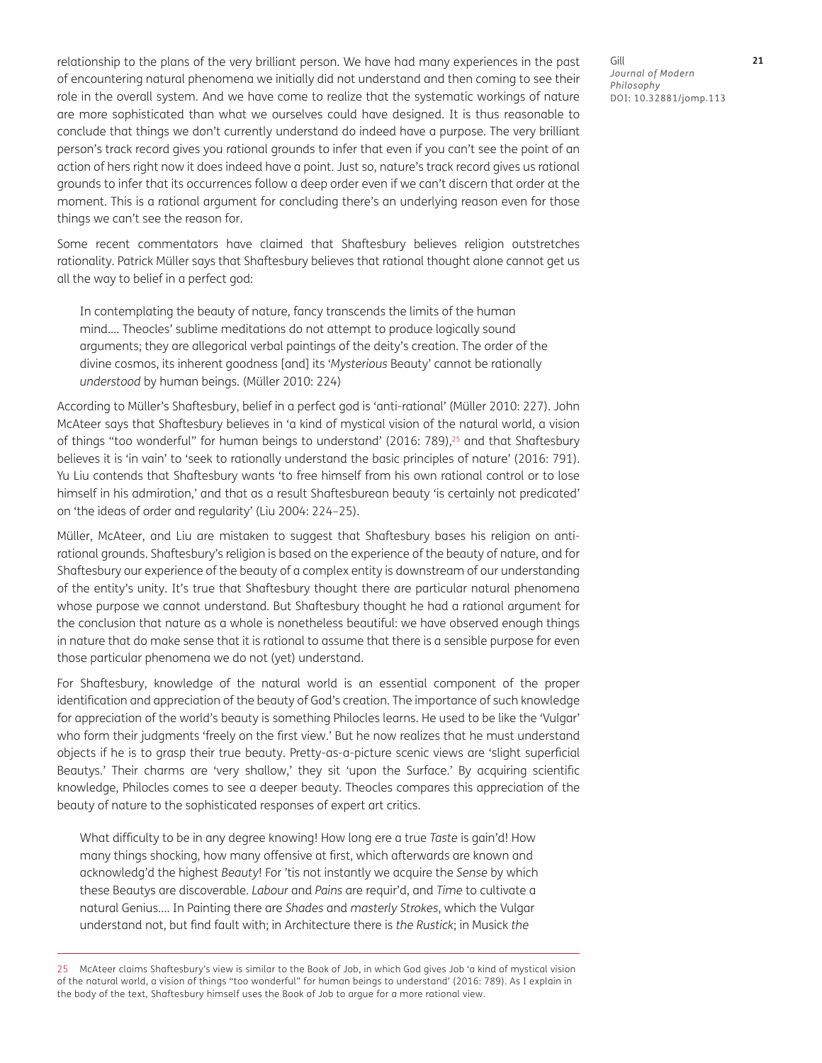relationship to the plans of the very brilliant person. We have had many experiences in the past of encountering natural phenomena we initially did not understand and then coming to see their role in the overall system. And we have come to realize that the systematic workings of nature are more sophisticated than what we ourselves could have designed. It is thus reasonable to conclude that things we don't currently understand do indeed have a purpose. The very brilliant person's track record gives you rational grounds to infer that even if you can't see the point of an action of hers right now it does indeed have a point. Just so, nature's track record gives us rational grounds to infer that its occurrences follow a deep order even if we can't discern that order at the moment. This is a rational argument for concluding there's an underlying reason even for those things we can't see the reason for.

Some recent commentators have claimed that Shaftesbury believes religion outstretches rationality. Patrick Müller says that Shaftesbury believes that rational thought alone cannot get us all the way to belief in a perfect god:

> In contemplating the beauty of nature, fancy transcends the limits of the human mind.… Theocles' sublime meditations do not attempt to produce logically sound arguments; they are allegorical verbal paintings of the deity's creation. The order of the divine cosmos, its inherent goodness [and] its '*Mysterious* Beauty' cannot be rationally *understood* by human beings. (Müller 2010: 224)

According to Müller's Shaftesbury, belief in a perfect god is 'anti-rational' (Müller 2010: 227). John McAteer says that Shaftesbury believes in 'a kind of mystical vision of the natural world, a vision of things "too wonderful" for human beings to understand' (2016: 789),[25] and that Shaftesbury believes it is 'in vain' to 'seek to rationally understand the basic principles of nature' (2016: 791). Yu Liu contends that Shaftesbury wants 'to free himself from his own rational control or to lose himself in his admiration,' and that as a result Shaftesburean beauty 'is certainly not predicated' on 'the ideas of order and regularity' (Liu 2004: 224–25).

Müller, McAteer, and Liu are mistaken to suggest that Shaftesbury bases his religion on anti-rational grounds. Shaftesbury's religion is based on the experience of the beauty of nature, and for Shaftesbury our experience of the beauty of a complex entity is downstream of our understanding of the entity's unity. It's true that Shaftesbury thought there are particular natural phenomena whose purpose we cannot understand. But Shaftesbury thought he had a rational argument for the conclusion that nature as a whole is nonetheless beautiful: we have observed enough things in nature that do make sense that it is rational to assume that there is a sensible purpose for even those particular phenomena we do not (yet) understand.

For Shaftesbury, knowledge of the natural world is an essential component of the proper identification and appreciation of the beauty of God's creation. The importance of such knowledge for appreciation of the world's beauty is something Philocles learns. He used to be like the 'Vulgar' who form their judgments 'freely on the first view.' But he now realizes that he must understand objects if he is to grasp their true beauty. Pretty-as-a-picture scenic views are 'slight superficial Beautys.' Their charms are 'very shallow,' they sit 'upon the Surface.' By acquiring scientific knowledge, Philocles comes to see a deeper beauty. Theocles compares this appreciation of the beauty of nature to the sophisticated responses of expert art critics.

> What difficulty to be in any degree knowing! How long ere a true *Taste* is gain'd! How many things shocking, how many offensive at first, which afterwards are known and acknowledg'd the highest *Beauty*! For 'tis not instantly we acquire the *Sense* by which these Beautys are discoverable. *Labour* and *Pains* are requir'd, and *Time* to cultivate a natural Genius.… In Painting there are *Shades* and *masterly Strokes*, which the Vulgar understand not, but find fault with; in Architecture there is *the Rustick*; in Musick *the*

---

25 McAteer claims Shaftesbury's view is similar to the Book of Job, in which God gives Job 'a kind of mystical vision of the natural world, a vision of things "too wonderful" for human beings to understand' (2016: 789). As I explain in the body of the text, Shaftesbury himself uses the Book of Job to argue for a more rational view.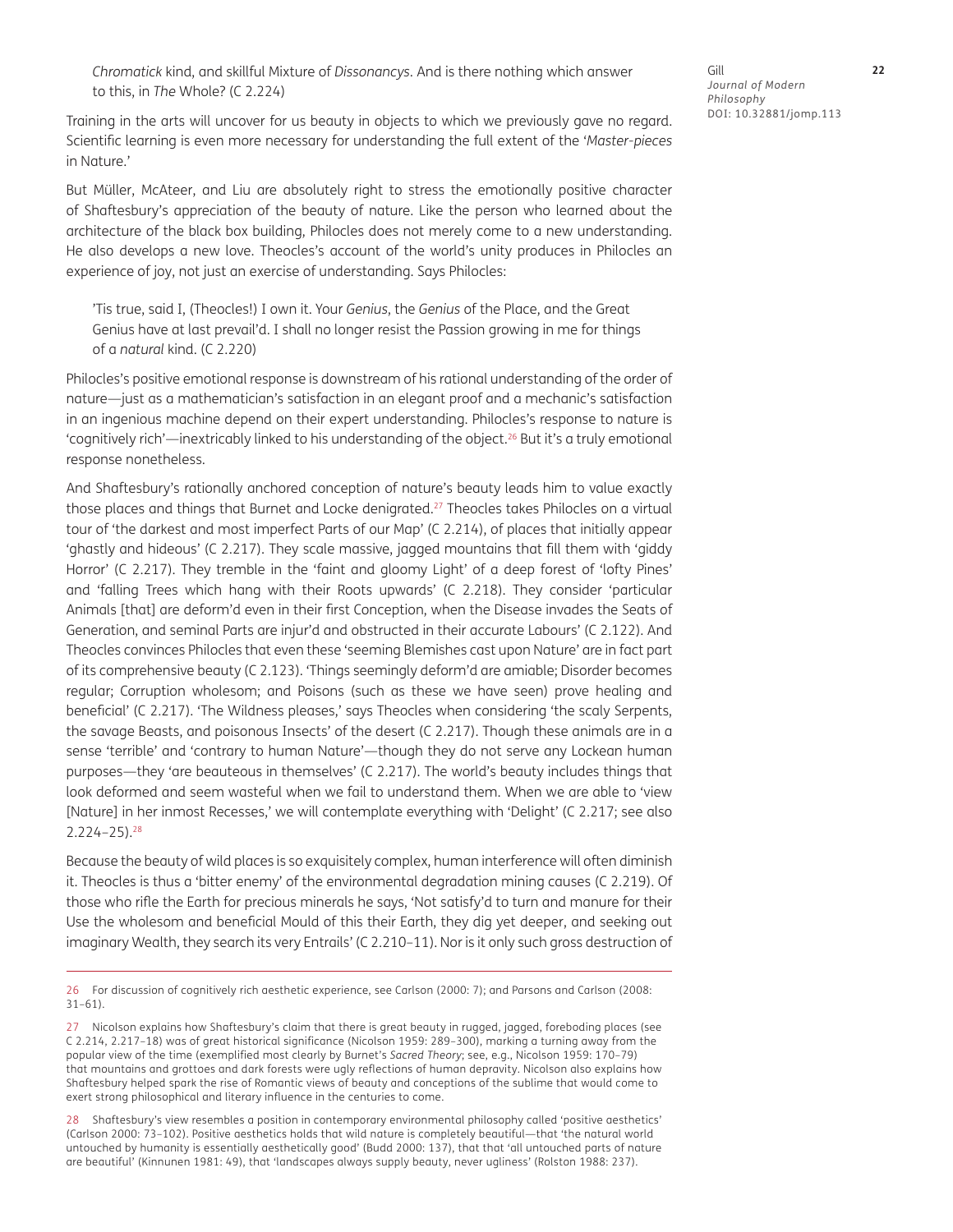> *Chromatick* kind, and skillful Mixture of *Dissonancys*. And is there nothing which answer to this, in *The* Whole? (C 2.224)

Training in the arts will uncover for us beauty in objects to which we previously gave no regard. Scientific learning is even more necessary for understanding the full extent of the '*Master-pieces* in Nature.'

But Müller, McAteer, and Liu are absolutely right to stress the emotionally positive character of Shaftesbury's appreciation of the beauty of nature. Like the person who learned about the architecture of the black box building, Philocles does not merely come to a new understanding. He also develops a new love. Theocles's account of the world's unity produces in Philocles an experience of joy, not just an exercise of understanding. Says Philocles:

> 'Tis true, said I, (Theocles!) I own it. Your *Genius*, the *Genius* of the Place, and the Great Genius have at last prevail'd. I shall no longer resist the Passion growing in me for things of a *natural* kind. (C 2.220)

Philocles's positive emotional response is downstream of his rational understanding of the order of nature—just as a mathematician's satisfaction in an elegant proof and a mechanic's satisfaction in an ingenious machine depend on their expert understanding. Philocles's response to nature is 'cognitively rich'—inextricably linked to his understanding of the object.[26] But it's a truly emotional response nonetheless.

And Shaftesbury's rationally anchored conception of nature's beauty leads him to value exactly those places and things that Burnet and Locke denigrated.[27] Theocles takes Philocles on a virtual tour of 'the darkest and most imperfect Parts of our Map' (C 2.214), of places that initially appear 'ghastly and hideous' (C 2.217). They scale massive, jagged mountains that fill them with 'giddy Horror' (C 2.217). They tremble in the 'faint and gloomy Light' of a deep forest of 'lofty Pines' and 'falling Trees which hang with their Roots upwards' (C 2.218). They consider 'particular Animals [that] are deform'd even in their first Conception, when the Disease invades the Seats of Generation, and seminal Parts are injur'd and obstructed in their accurate Labours' (C 2.122). And Theocles convinces Philocles that even these 'seeming Blemishes cast upon Nature' are in fact part of its comprehensive beauty (C 2.123). 'Things seemingly deform'd are amiable; Disorder becomes regular; Corruption wholesom; and Poisons (such as these we have seen) prove healing and beneficial' (C 2.217). 'The Wildness pleases,' says Theocles when considering 'the scaly Serpents, the savage Beasts, and poisonous Insects' of the desert (C 2.217). Though these animals are in a sense 'terrible' and 'contrary to human Nature'—though they do not serve any Lockean human purposes—they 'are beauteous in themselves' (C 2.217). The world's beauty includes things that look deformed and seem wasteful when we fail to understand them. When we are able to 'view [Nature] in her inmost Recesses,' we will contemplate everything with 'Delight' (C 2.217; see also 2.224–25).[28]

Because the beauty of wild places is so exquisitely complex, human interference will often diminish it. Theocles is thus a 'bitter enemy' of the environmental degradation mining causes (C 2.219). Of those who rifle the Earth for precious minerals he says, 'Not satisfy'd to turn and manure for their Use the wholesom and beneficial Mould of this their Earth, they dig yet deeper, and seeking out imaginary Wealth, they search its very Entrails' (C 2.210–11). Nor is it only such gross destruction of

---

26 For discussion of cognitively rich aesthetic experience, see Carlson (2000: 7); and Parsons and Carlson (2008: 31–61).

27 Nicolson explains how Shaftesbury's claim that there is great beauty in rugged, jagged, foreboding places (see C 2.214, 2.217–18) was of great historical significance (Nicolson 1959: 289–300), marking a turning away from the popular view of the time (exemplified most clearly by Burnet's *Sacred Theory*; see, e.g., Nicolson 1959: 170–79) that mountains and grottoes and dark forests were ugly reflections of human depravity. Nicolson also explains how Shaftesbury helped spark the rise of Romantic views of beauty and conceptions of the sublime that would come to exert strong philosophical and literary influence in the centuries to come.

28 Shaftesbury's view resembles a position in contemporary environmental philosophy called 'positive aesthetics' (Carlson 2000: 73–102). Positive aesthetics holds that wild nature is completely beautiful—that 'the natural world untouched by humanity is essentially aesthetically good' (Budd 2000: 137), that that 'all untouched parts of nature are beautiful' (Kinnunen 1981: 49), that 'landscapes always supply beauty, never ugliness' (Rolston 1988: 237).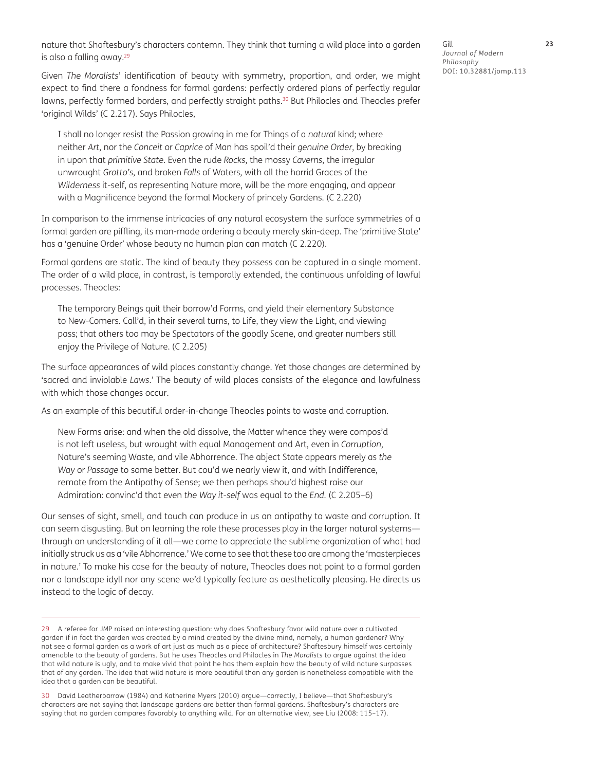nature that Shaftesbury's characters contemn. They think that turning a wild place into a garden is also a falling away.[29]

Given *The Moralists*' identification of beauty with symmetry, proportion, and order, we might expect to find there a fondness for formal gardens: perfectly ordered plans of perfectly regular lawns, perfectly formed borders, and perfectly straight paths.[30] But Philocles and Theocles prefer 'original Wilds' (C 2.217). Says Philocles,

> I shall no longer resist the Passion growing in me for Things of a *natural* kind; where neither *Art*, nor the *Conceit* or *Caprice* of Man has spoil'd their *genuine Order*, by breaking in upon that *primitive State*. Even the rude *Rocks*, the mossy *Caverns*, the irregular unwrought *Grotto's*, and broken *Falls* of Waters, with all the horrid Graces of the *Wilderness* it-self, as representing Nature more, will be the more engaging, and appear with a Magnificence beyond the formal Mockery of princely Gardens. (C 2.220)

In comparison to the immense intricacies of any natural ecosystem the surface symmetries of a formal garden are piffling, its man-made ordering a beauty merely skin-deep. The 'primitive State' has a 'genuine Order' whose beauty no human plan can match (C 2.220).

Formal gardens are static. The kind of beauty they possess can be captured in a single moment. The order of a wild place, in contrast, is temporally extended, the continuous unfolding of lawful processes. Theocles:

> The temporary Beings quit their borrow'd Forms, and yield their elementary Substance to New-Comers. Call'd, in their several turns, to Life, they view the Light, and viewing pass; that others too may be Spectators of the goodly Scene, and greater numbers still enjoy the Privilege of Nature. (C 2.205)

The surface appearances of wild places constantly change. Yet those changes are determined by 'sacred and inviolable *Laws*.' The beauty of wild places consists of the elegance and lawfulness with which those changes occur.

As an example of this beautiful order-in-change Theocles points to waste and corruption.

> New Forms arise: and when the old dissolve, the Matter whence they were compos'd is not left useless, but wrought with equal Management and Art, even in *Corruption*, Nature's seeming Waste, and vile Abhorrence. The abject State appears merely as *the Way* or *Passage* to some better. But cou'd we nearly view it, and with Indifference, remote from the Antipathy of Sense; we then perhaps shou'd highest raise our Admiration: convinc'd that even *the Way it-self* was equal to the *End*. (C 2.205–6)

Our senses of sight, smell, and touch can produce in us an antipathy to waste and corruption. It can seem disgusting. But on learning the role these processes play in the larger natural systems—through an understanding of it all—we come to appreciate the sublime organization of what had initially struck us as a 'vile Abhorrence.' We come to see that these too are among the 'masterpieces in nature.' To make his case for the beauty of nature, Theocles does not point to a formal garden nor a landscape idyll nor any scene we'd typically feature as aesthetically pleasing. He directs us instead to the logic of decay.

---

29 A referee for JMP raised an interesting question: why does Shaftesbury favor wild nature over a cultivated garden if in fact the garden was created by a mind created by the divine mind, namely, a human gardener? Why not see a formal garden as a work of art just as much as a piece of architecture? Shaftesbury himself was certainly amenable to the beauty of gardens. But he uses Theocles and Philocles in *The Moralists* to argue against the idea that wild nature is ugly, and to make vivid that point he has them explain how the beauty of wild nature surpasses that of any garden. The idea that wild nature is more beautiful than any garden is nonetheless compatible with the idea that a garden can be beautiful.

30 David Leatherbarrow (1984) and Katherine Myers (2010) argue—correctly, I believe—that Shaftesbury's characters are not saying that landscape gardens are better than formal gardens. Shaftesbury's characters are saying that no garden compares favorably to anything wild. For an alternative view, see Liu (2008: 115–17).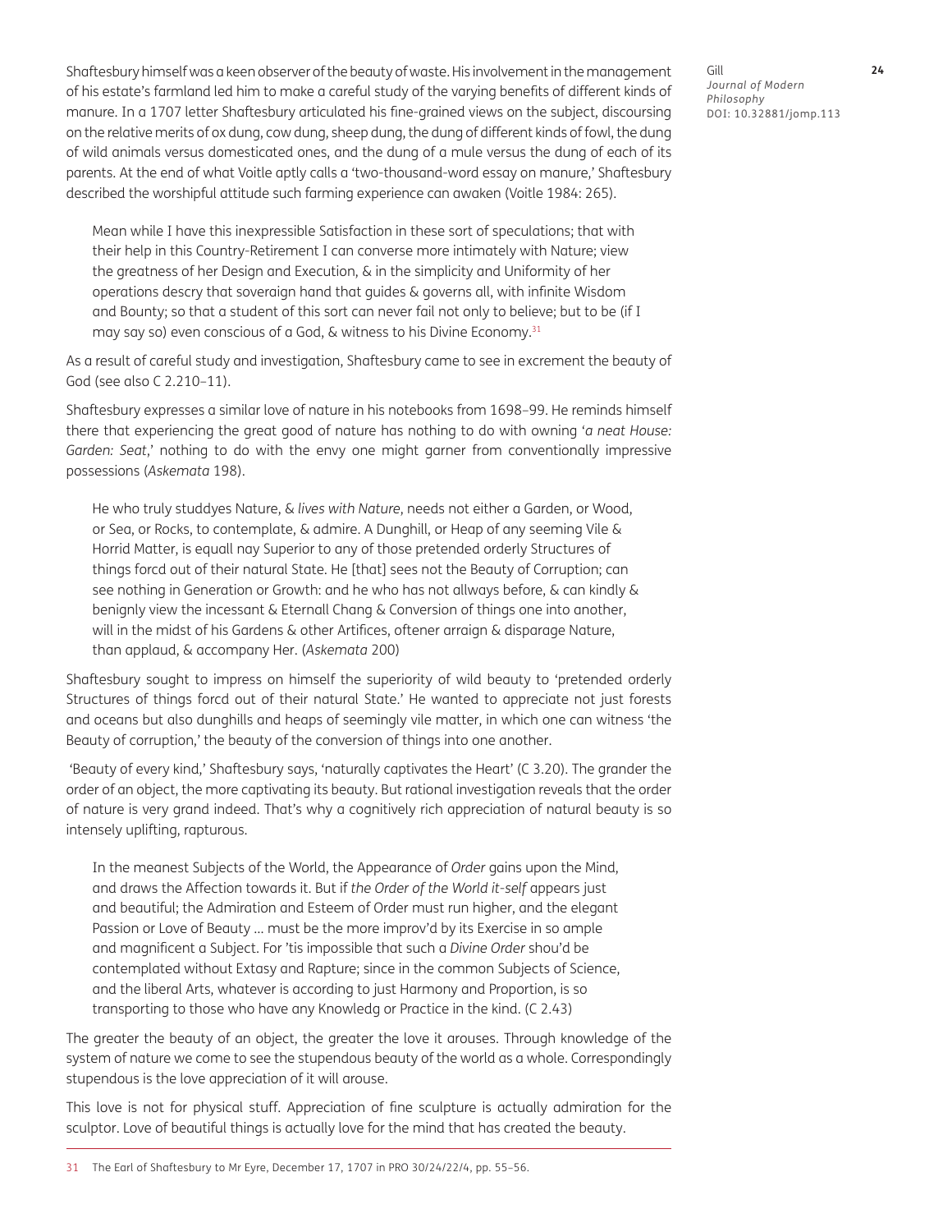Shaftesbury himself was a keen observer of the beauty of waste. His involvement in the management of his estate's farmland led him to make a careful study of the varying benefits of different kinds of manure. In a 1707 letter Shaftesbury articulated his fine-grained views on the subject, discoursing on the relative merits of ox dung, cow dung, sheep dung, the dung of different kinds of fowl, the dung of wild animals versus domesticated ones, and the dung of a mule versus the dung of each of its parents. At the end of what Voitle aptly calls a 'two-thousand-word essay on manure,' Shaftesbury described the worshipful attitude such farming experience can awaken (Voitle 1984: 265).

> Mean while I have this inexpressible Satisfaction in these sort of speculations; that with their help in this Country-Retirement I can converse more intimately with Nature; view the greatness of her Design and Execution, & in the simplicity and Uniformity of her operations descry that soveraign hand that guides & governs all, with infinite Wisdom and Bounty; so that a student of this sort can never fail not only to believe; but to be (if I may say so) even conscious of a God, & witness to his Divine Economy.[31]

As a result of careful study and investigation, Shaftesbury came to see in excrement the beauty of God (see also C 2.210–11).

Shaftesbury expresses a similar love of nature in his notebooks from 1698–99. He reminds himself there that experiencing the great good of nature has nothing to do with owning '*a neat House: Garden: Seat*,' nothing to do with the envy one might garner from conventionally impressive possessions (*Askemata* 198).

> He who truly studdyes Nature, & *lives with Nature*, needs not either a Garden, or Wood, or Sea, or Rocks, to contemplate, & admire. A Dunghill, or Heap of any seeming Vile & Horrid Matter, is equall nay Superior to any of those pretended orderly Structures of things forcd out of their natural State. He [that] sees not the Beauty of Corruption; can see nothing in Generation or Growth: and he who has not allways before, & can kindly & benignly view the incessant & Eternall Chang & Conversion of things one into another, will in the midst of his Gardens & other Artifices, oftener arraign & disparage Nature, than applaud, & accompany Her. (*Askemata* 200)

Shaftesbury sought to impress on himself the superiority of wild beauty to 'pretended orderly Structures of things forcd out of their natural State.' He wanted to appreciate not just forests and oceans but also dunghills and heaps of seemingly vile matter, in which one can witness 'the Beauty of corruption,' the beauty of the conversion of things into one another.

'Beauty of every kind,' Shaftesbury says, 'naturally captivates the Heart' (C 3.20). The grander the order of an object, the more captivating its beauty. But rational investigation reveals that the order of nature is very grand indeed. That's why a cognitively rich appreciation of natural beauty is so intensely uplifting, rapturous.

> In the meanest Subjects of the World, the Appearance of *Order* gains upon the Mind, and draws the Affection towards it. But if *the Order of the World it-self* appears just and beautiful; the Admiration and Esteem of Order must run higher, and the elegant Passion or Love of Beauty … must be the more improv'd by its Exercise in so ample and magnificent a Subject. For 'tis impossible that such a *Divine Order* shou'd be contemplated without Extasy and Rapture; since in the common Subjects of Science, and the liberal Arts, whatever is according to just Harmony and Proportion, is so transporting to those who have any Knowledg or Practice in the kind. (C 2.43)

The greater the beauty of an object, the greater the love it arouses. Through knowledge of the system of nature we come to see the stupendous beauty of the world as a whole. Correspondingly stupendous is the love appreciation of it will arouse.

This love is not for physical stuff. Appreciation of fine sculpture is actually admiration for the sculptor. Love of beautiful things is actually love for the mind that has created the beauty.

---

31 The Earl of Shaftesbury to Mr Eyre, December 17, 1707 in PRO 30/24/22/4, pp. 55–56.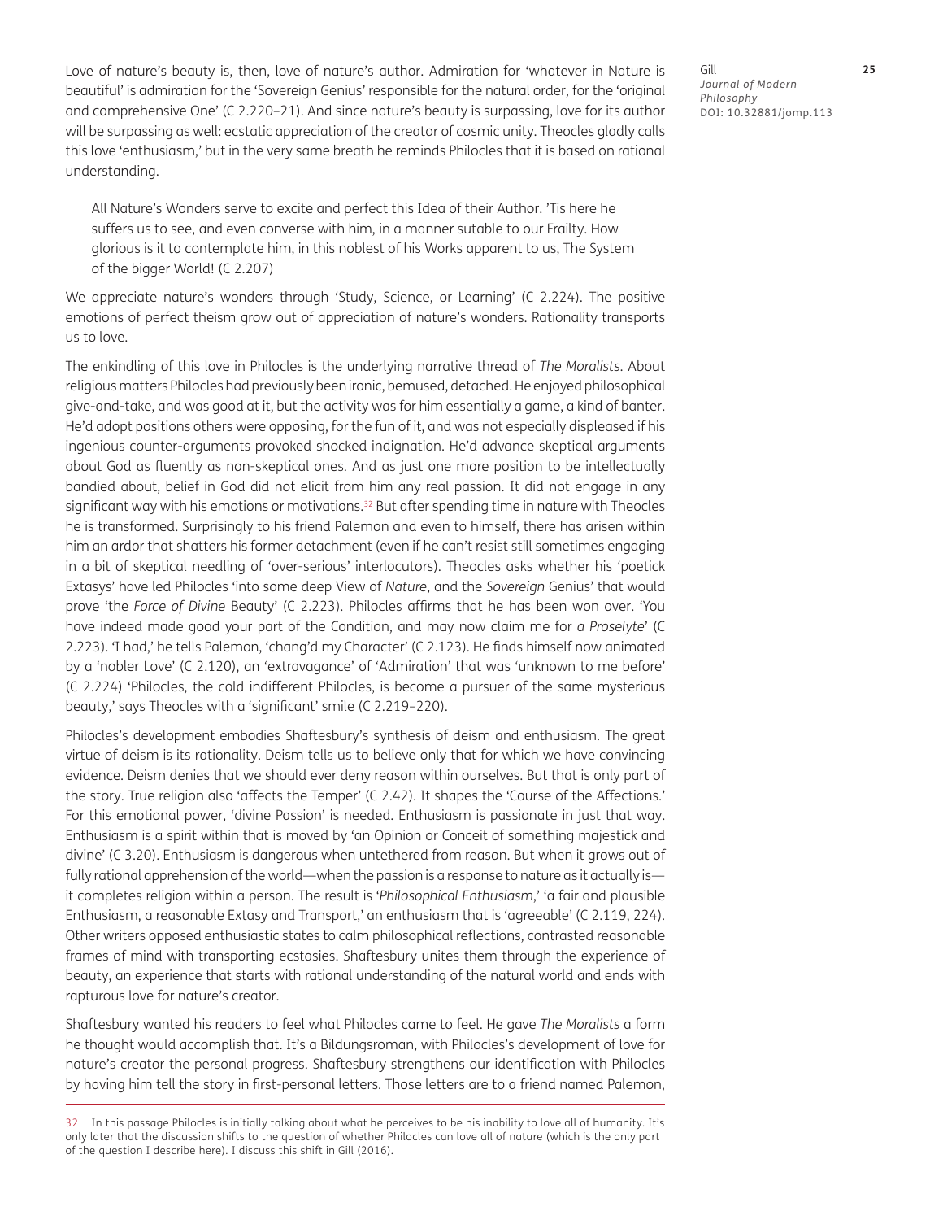Love of nature's beauty is, then, love of nature's author. Admiration for 'whatever in Nature is beautiful' is admiration for the 'Sovereign Genius' responsible for the natural order, for the 'original and comprehensive One' (C 2.220–21). And since nature's beauty is surpassing, love for its author will be surpassing as well: ecstatic appreciation of the creator of cosmic unity. Theocles gladly calls this love 'enthusiasm,' but in the very same breath he reminds Philocles that it is based on rational understanding.

> All Nature's Wonders serve to excite and perfect this Idea of their Author. 'Tis here he suffers us to see, and even converse with him, in a manner sutable to our Frailty. How glorious is it to contemplate him, in this noblest of his Works apparent to us, The System of the bigger World! (C 2.207)

We appreciate nature's wonders through 'Study, Science, or Learning' (C 2.224). The positive emotions of perfect theism grow out of appreciation of nature's wonders. Rationality transports us to love.

The enkindling of this love in Philocles is the underlying narrative thread of *The Moralists.* About religious matters Philocles had previously been ironic, bemused, detached. He enjoyed philosophical give-and-take, and was good at it, but the activity was for him essentially a game, a kind of banter. He'd adopt positions others were opposing, for the fun of it, and was not especially displeased if his ingenious counter-arguments provoked shocked indignation. He'd advance skeptical arguments about God as fluently as non-skeptical ones. And as just one more position to be intellectually bandied about, belief in God did not elicit from him any real passion. It did not engage in any significant way with his emotions or motivations.[32] But after spending time in nature with Theocles he is transformed. Surprisingly to his friend Palemon and even to himself, there has arisen within him an ardor that shatters his former detachment (even if he can't resist still sometimes engaging in a bit of skeptical needling of 'over-serious' interlocutors). Theocles asks whether his 'poetick Extasys' have led Philocles 'into some deep View of *Nature*, and the *Sovereign* Genius' that would prove 'the *Force of Divine* Beauty' (C 2.223). Philocles affirms that he has been won over. 'You have indeed made good your part of the Condition, and may now claim me for *a Proselyte*' (C 2.223). 'I had,' he tells Palemon, 'chang'd my Character' (C 2.123). He finds himself now animated by a 'nobler Love' (C 2.120), an 'extravagance' of 'Admiration' that was 'unknown to me before' (C 2.224) 'Philocles, the cold indifferent Philocles, is become a pursuer of the same mysterious beauty,' says Theocles with a 'significant' smile (C 2.219–220).

Philocles's development embodies Shaftesbury's synthesis of deism and enthusiasm. The great virtue of deism is its rationality. Deism tells us to believe only that for which we have convincing evidence. Deism denies that we should ever deny reason within ourselves. But that is only part of the story. True religion also 'affects the Temper' (C 2.42). It shapes the 'Course of the Affections.' For this emotional power, 'divine Passion' is needed. Enthusiasm is passionate in just that way. Enthusiasm is a spirit within that is moved by 'an Opinion or Conceit of something majestick and divine' (C 3.20). Enthusiasm is dangerous when untethered from reason. But when it grows out of fully rational apprehension of the world—when the passion is a response to nature as it actually is—it completes religion within a person. The result is '*Philosophical Enthusiasm*,' 'a fair and plausible Enthusiasm, a reasonable Extasy and Transport,' an enthusiasm that is 'agreeable' (C 2.119, 224). Other writers opposed enthusiastic states to calm philosophical reflections, contrasted reasonable frames of mind with transporting ecstasies. Shaftesbury unites them through the experience of beauty, an experience that starts with rational understanding of the natural world and ends with rapturous love for nature's creator.

Shaftesbury wanted his readers to feel what Philocles came to feel. He gave *The Moralists* a form he thought would accomplish that. It's a Bildungsroman, with Philocles's development of love for nature's creator the personal progress. Shaftesbury strengthens our identification with Philocles by having him tell the story in first-personal letters. Those letters are to a friend named Palemon,

---

32 In this passage Philocles is initially talking about what he perceives to be his inability to love all of humanity. It's only later that the discussion shifts to the question of whether Philocles can love all of nature (which is the only part of the question I describe here). I discuss this shift in Gill (2016).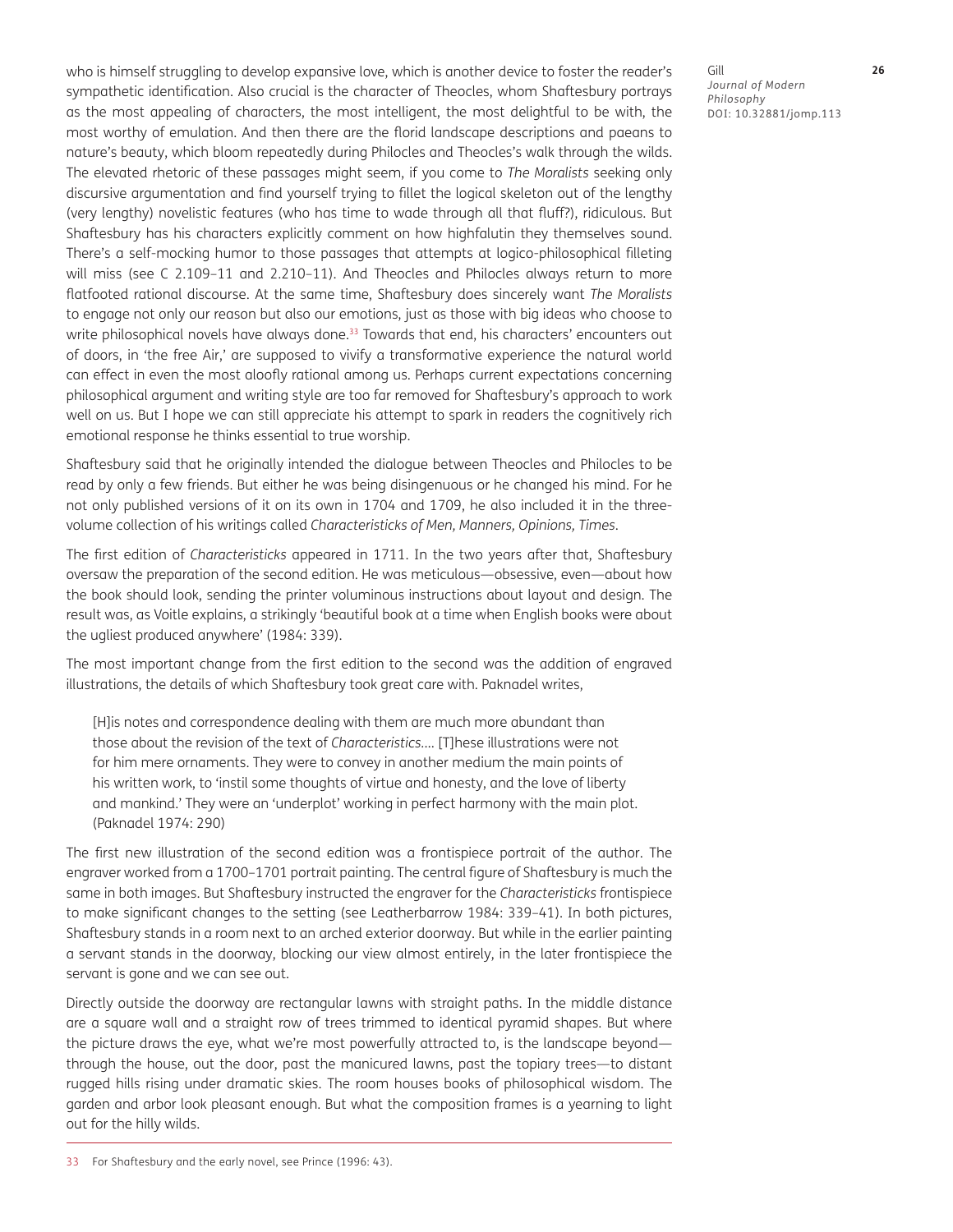who is himself struggling to develop expansive love, which is another device to foster the reader's sympathetic identification. Also crucial is the character of Theocles, whom Shaftesbury portrays as the most appealing of characters, the most intelligent, the most delightful to be with, the most worthy of emulation. And then there are the florid landscape descriptions and paeans to nature's beauty, which bloom repeatedly during Philocles and Theocles's walk through the wilds. The elevated rhetoric of these passages might seem, if you come to *The Moralists* seeking only discursive argumentation and find yourself trying to fillet the logical skeleton out of the lengthy (very lengthy) novelistic features (who has time to wade through all that fluff?), ridiculous. But Shaftesbury has his characters explicitly comment on how highfalutin they themselves sound. There's a self-mocking humor to those passages that attempts at logico-philosophical filleting will miss (see C 2.109–11 and 2.210–11). And Theocles and Philocles always return to more flatfooted rational discourse. At the same time, Shaftesbury does sincerely want *The Moralists* to engage not only our reason but also our emotions, just as those with big ideas who choose to write philosophical novels have always done.[33] Towards that end, his characters' encounters out of doors, in 'the free Air,' are supposed to vivify a transformative experience the natural world can effect in even the most aloofly rational among us. Perhaps current expectations concerning philosophical argument and writing style are too far removed for Shaftesbury's approach to work well on us. But I hope we can still appreciate his attempt to spark in readers the cognitively rich emotional response he thinks essential to true worship.

Shaftesbury said that he originally intended the dialogue between Theocles and Philocles to be read by only a few friends. But either he was being disingenuous or he changed his mind. For he not only published versions of it on its own in 1704 and 1709, he also included it in the three-volume collection of his writings called *Characteristicks of Men, Manners, Opinions, Times*.

The first edition of *Characteristicks* appeared in 1711. In the two years after that, Shaftesbury oversaw the preparation of the second edition. He was meticulous—obsessive, even—about how the book should look, sending the printer voluminous instructions about layout and design. The result was, as Voitle explains, a strikingly 'beautiful book at a time when English books were about the ugliest produced anywhere' (1984: 339).

The most important change from the first edition to the second was the addition of engraved illustrations, the details of which Shaftesbury took great care with. Paknadel writes,

> [H]is notes and correspondence dealing with them are much more abundant than those about the revision of the text of *Characteristics*.... [T]hese illustrations were not for him mere ornaments. They were to convey in another medium the main points of his written work, to 'instil some thoughts of virtue and honesty, and the love of liberty and mankind.' They were an 'underplot' working in perfect harmony with the main plot. (Paknadel 1974: 290)

The first new illustration of the second edition was a frontispiece portrait of the author. The engraver worked from a 1700–1701 portrait painting. The central figure of Shaftesbury is much the same in both images. But Shaftesbury instructed the engraver for the *Characteristicks* frontispiece to make significant changes to the setting (see Leatherbarrow 1984: 339–41). In both pictures, Shaftesbury stands in a room next to an arched exterior doorway. But while in the earlier painting a servant stands in the doorway, blocking our view almost entirely, in the later frontispiece the servant is gone and we can see out.

Directly outside the doorway are rectangular lawns with straight paths. In the middle distance are a square wall and a straight row of trees trimmed to identical pyramid shapes. But where the picture draws the eye, what we're most powerfully attracted to, is the landscape beyond—through the house, out the door, past the manicured lawns, past the topiary trees—to distant rugged hills rising under dramatic skies. The room houses books of philosophical wisdom. The garden and arbor look pleasant enough. But what the composition frames is a yearning to light out for the hilly wilds.

33 For Shaftesbury and the early novel, see Prince (1996: 43).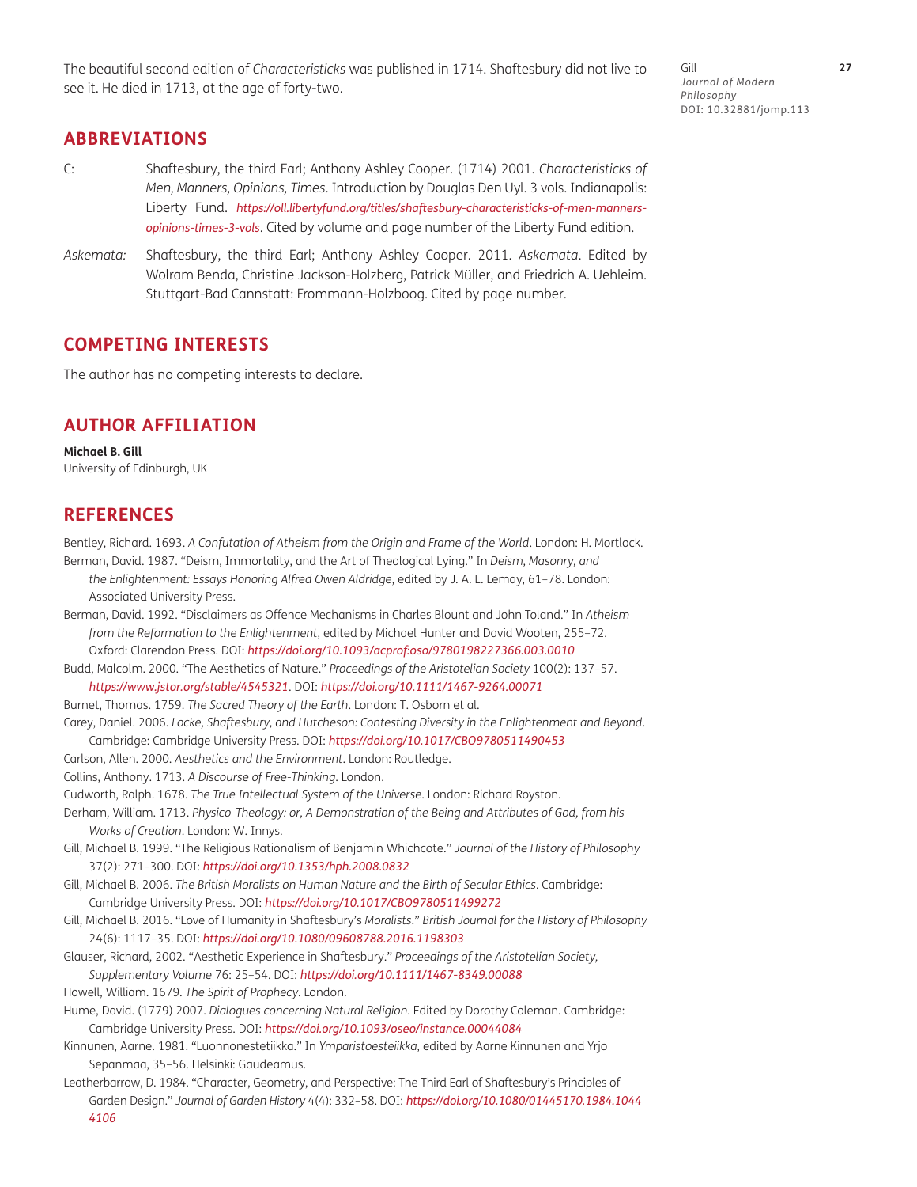The beautiful second edition of *Characteristicks* was published in 1714. Shaftesbury did not live to see it. He died in 1713, at the age of forty-two.

## ABBREVIATIONS

C: Shaftesbury, the third Earl; Anthony Ashley Cooper. (1714) 2001. *Characteristicks of Men, Manners, Opinions, Times*. Introduction by Douglas Den Uyl. 3 vols. Indianapolis: Liberty Fund. *https://oll.libertyfund.org/titles/shaftesbury-characteristicks-of-men-manners-opinions-times-3-vols*. Cited by volume and page number of the Liberty Fund edition.

*Askemata:* Shaftesbury, the third Earl; Anthony Ashley Cooper. 2011. *Askemata*. Edited by Wolram Benda, Christine Jackson-Holzberg, Patrick Müller, and Friedrich A. Uehleim. Stuttgart-Bad Cannstatt: Frommann-Holzboog. Cited by page number.

## COMPETING INTERESTS

The author has no competing interests to declare.

## AUTHOR AFFILIATION

**Michael B. Gill**
University of Edinburgh, UK

## REFERENCES

Bentley, Richard. 1693. *A Confutation of Atheism from the Origin and Frame of the World*. London: H. Mortlock.

Berman, David. 1987. "Deism, Immortality, and the Art of Theological Lying." In *Deism, Masonry, and the Enlightenment: Essays Honoring Alfred Owen Aldridge*, edited by J. A. L. Lemay, 61–78. London: Associated University Press.

Berman, David. 1992. "Disclaimers as Offence Mechanisms in Charles Blount and John Toland." In *Atheism from the Reformation to the Enlightenment*, edited by Michael Hunter and David Wooten, 255–72. Oxford: Clarendon Press. DOI: *https://doi.org/10.1093/acprof:oso/9780198227366.003.0010*

Budd, Malcolm. 2000. "The Aesthetics of Nature." *Proceedings of the Aristotelian Society* 100(2): 137–57. *https://www.jstor.org/stable/4545321*. DOI: *https://doi.org/10.1111/1467-9264.00071*

Burnet, Thomas. 1759. *The Sacred Theory of the Earth*. London: T. Osborn et al.

Carey, Daniel. 2006. *Locke, Shaftesbury, and Hutcheson: Contesting Diversity in the Enlightenment and Beyond*. Cambridge: Cambridge University Press. DOI: *https://doi.org/10.1017/CBO9780511490453*

Carlson, Allen. 2000. *Aesthetics and the Environment*. London: Routledge.

Collins, Anthony. 1713. *A Discourse of Free-Thinking*. London.

Cudworth, Ralph. 1678. *The True Intellectual System of the Universe*. London: Richard Royston.

Derham, William. 1713. *Physico-Theology: or, A Demonstration of the Being and Attributes of God, from his Works of Creation*. London: W. Innys.

Gill, Michael B. 1999. "The Religious Rationalism of Benjamin Whichcote." *Journal of the History of Philosophy* 37(2): 271–300. DOI: *https://doi.org/10.1353/hph.2008.0832*

Gill, Michael B. 2006. *The British Moralists on Human Nature and the Birth of Secular Ethics*. Cambridge: Cambridge University Press. DOI: *https://doi.org/10.1017/CBO9780511499272*

Gill, Michael B. 2016. "Love of Humanity in Shaftesbury's *Moralists*." *British Journal for the History of Philosophy* 24(6): 1117–35. DOI: *https://doi.org/10.1080/09608788.2016.1198303*

Glauser, Richard, 2002. "Aesthetic Experience in Shaftesbury." *Proceedings of the Aristotelian Society, Supplementary Volume* 76: 25–54. DOI: *https://doi.org/10.1111/1467-8349.00088*

Howell, William. 1679. *The Spirit of Prophecy*. London.

Hume, David. (1779) 2007. *Dialogues concerning Natural Religion*. Edited by Dorothy Coleman. Cambridge: Cambridge University Press. DOI: *https://doi.org/10.1093/oseo/instance.00044084*

Kinnunen, Aarne. 1981. "Luonnonestetiikka." In *Ymparistoesteiikka*, edited by Aarne Kinnunen and Yrjo Sepanmaa, 35–56. Helsinki: Gaudeamus.

Leatherbarrow, D. 1984. "Character, Geometry, and Perspective: The Third Earl of Shaftesbury's Principles of Garden Design." *Journal of Garden History* 4(4): 332–58. DOI: *https://doi.org/10.1080/01445170.1984.10444106*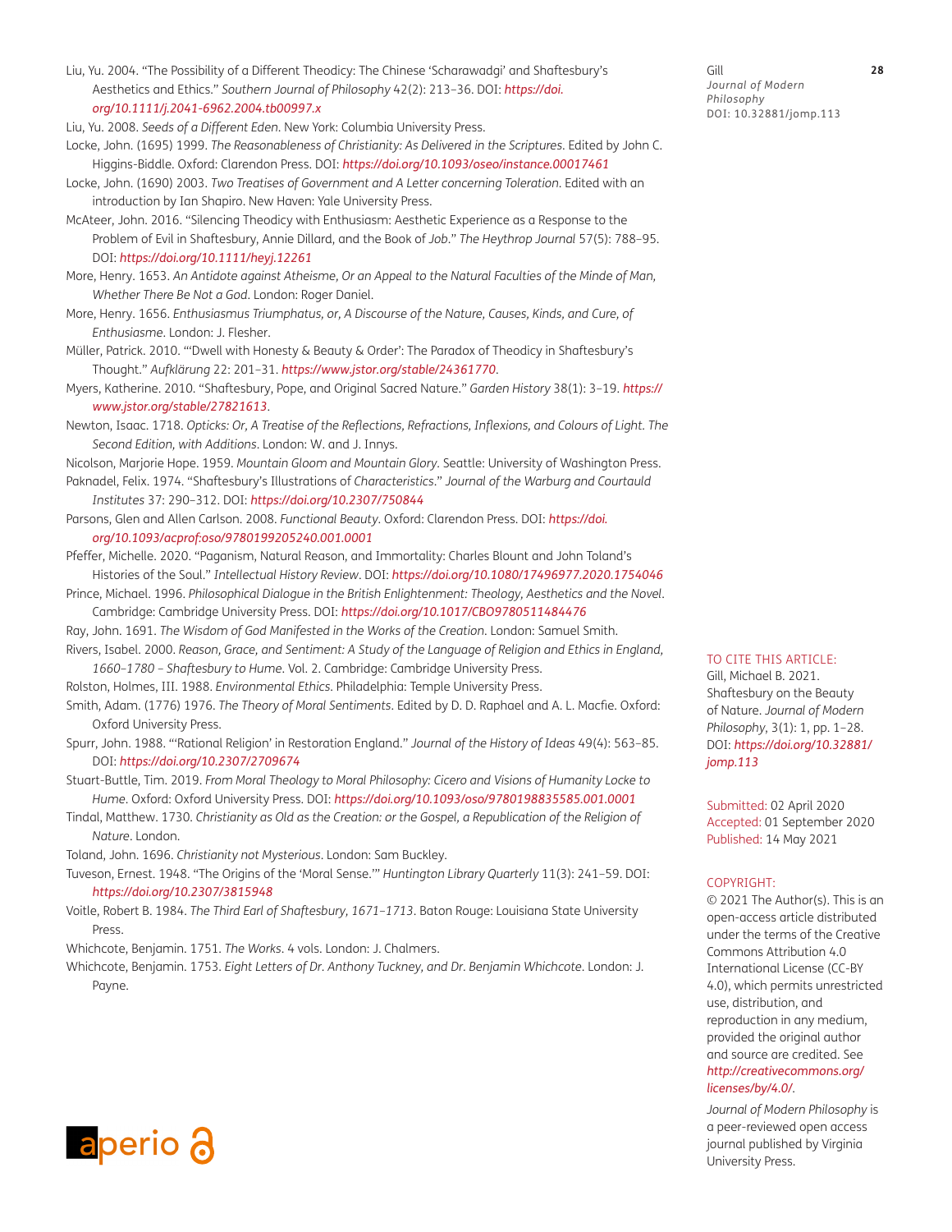Liu, Yu. 2004. "The Possibility of a Different Theodicy: The Chinese 'Scharawadgi' and Shaftesbury's Aesthetics and Ethics." *Southern Journal of Philosophy* 42(2): 213–36. DOI: *https://doi.org/10.1111/j.2041-6962.2004.tb00997.x*

Liu, Yu. 2008. *Seeds of a Different Eden*. New York: Columbia University Press.

Locke, John. (1695) 1999. *The Reasonableness of Christianity: As Delivered in the Scriptures*. Edited by John C. Higgins-Biddle. Oxford: Clarendon Press. DOI: *https://doi.org/10.1093/oseo/instance.00017461*

Locke, John. (1690) 2003. *Two Treatises of Government and A Letter concerning Toleration*. Edited with an introduction by Ian Shapiro. New Haven: Yale University Press.

McAteer, John. 2016. "Silencing Theodicy with Enthusiasm: Aesthetic Experience as a Response to the Problem of Evil in Shaftesbury, Annie Dillard, and the Book of *Job*." *The Heythrop Journal* 57(5): 788–95. DOI: *https://doi.org/10.1111/heyj.12261*

More, Henry. 1653. *An Antidote against Atheisme, Or an Appeal to the Natural Faculties of the Minde of Man, Whether There Be Not a God*. London: Roger Daniel.

More, Henry. 1656. *Enthusiasmus Triumphatus, or, A Discourse of the Nature, Causes, Kinds, and Cure, of Enthusiasme*. London: J. Flesher.

Müller, Patrick. 2010. "'Dwell with Honesty & Beauty & Order': The Paradox of Theodicy in Shaftesbury's Thought." *Aufklärung* 22: 201–31. *https://www.jstor.org/stable/24361770*.

Myers, Katherine. 2010. "Shaftesbury, Pope, and Original Sacred Nature." *Garden History* 38(1): 3–19. *https://www.jstor.org/stable/27821613*.

Newton, Isaac. 1718. *Opticks: Or, A Treatise of the Reflections, Refractions, Inflexions, and Colours of Light. The Second Edition, with Additions*. London: W. and J. Innys.

Nicolson, Marjorie Hope. 1959. *Mountain Gloom and Mountain Glory*. Seattle: University of Washington Press.

Paknadel, Felix. 1974. "Shaftesbury's Illustrations of *Characteristics*." *Journal of the Warburg and Courtauld Institutes* 37: 290–312. DOI: *https://doi.org/10.2307/750844*

Parsons, Glen and Allen Carlson. 2008. *Functional Beauty*. Oxford: Clarendon Press. DOI: *https://doi.org/10.1093/acprof:oso/9780199205240.001.0001*

Pfeffer, Michelle. 2020. "Paganism, Natural Reason, and Immortality: Charles Blount and John Toland's Histories of the Soul." *Intellectual History Review*. DOI: *https://doi.org/10.1080/17496977.2020.1754046*

Prince, Michael. 1996. *Philosophical Dialogue in the British Enlightenment: Theology, Aesthetics and the Novel*. Cambridge: Cambridge University Press. DOI: *https://doi.org/10.1017/CBO9780511484476*

Ray, John. 1691. *The Wisdom of God Manifested in the Works of the Creation*. London: Samuel Smith.

Rivers, Isabel. 2000. *Reason, Grace, and Sentiment: A Study of the Language of Religion and Ethics in England, 1660–1780 – Shaftesbury to Hume*. Vol. 2. Cambridge: Cambridge University Press.

Rolston, Holmes, III. 1988. *Environmental Ethics*. Philadelphia: Temple University Press.

Smith, Adam. (1776) 1976. *The Theory of Moral Sentiments*. Edited by D. D. Raphael and A. L. Macfie. Oxford: Oxford University Press.

Spurr, John. 1988. "'Rational Religion' in Restoration England." *Journal of the History of Ideas* 49(4): 563–85. DOI: *https://doi.org/10.2307/2709674*

Stuart-Buttle, Tim. 2019. *From Moral Theology to Moral Philosophy: Cicero and Visions of Humanity Locke to Hume*. Oxford: Oxford University Press. DOI: *https://doi.org/10.1093/oso/9780198835585.001.0001*

Tindal, Matthew. 1730. *Christianity as Old as the Creation: or the Gospel, a Republication of the Religion of Nature*. London.

Toland, John. 1696. *Christianity not Mysterious*. London: Sam Buckley.

Tuveson, Ernest. 1948. "The Origins of the 'Moral Sense.'" *Huntington Library Quarterly* 11(3): 241–59. DOI: *https://doi.org/10.2307/3815948*

Voitle, Robert B. 1984. *The Third Earl of Shaftesbury, 1671–1713*. Baton Rouge: Louisiana State University Press.

Whichcote, Benjamin. 1751. *The Works*. 4 vols. London: J. Chalmers.

Whichcote, Benjamin. 1753. *Eight Letters of Dr. Anthony Tuckney, and Dr. Benjamin Whichcote*. London: J. Payne.

TO CITE THIS ARTICLE:
Gill, Michael B. 2021. Shaftesbury on the Beauty of Nature. *Journal of Modern Philosophy*, 3(1): 1, pp. 1–28. DOI: *https://doi.org/10.32881/jomp.113*

Submitted: 02 April 2020
Accepted: 01 September 2020
Published: 14 May 2021

COPYRIGHT:
© 2021 The Author(s). This is an open-access article distributed under the terms of the Creative Commons Attribution 4.0 International License (CC-BY 4.0), which permits unrestricted use, distribution, and reproduction in any medium, provided the original author and source are credited. See *http://creativecommons.org/licenses/by/4.0/*.

*Journal of Modern Philosophy* is a peer-reviewed open access journal published by Virginia University Press.